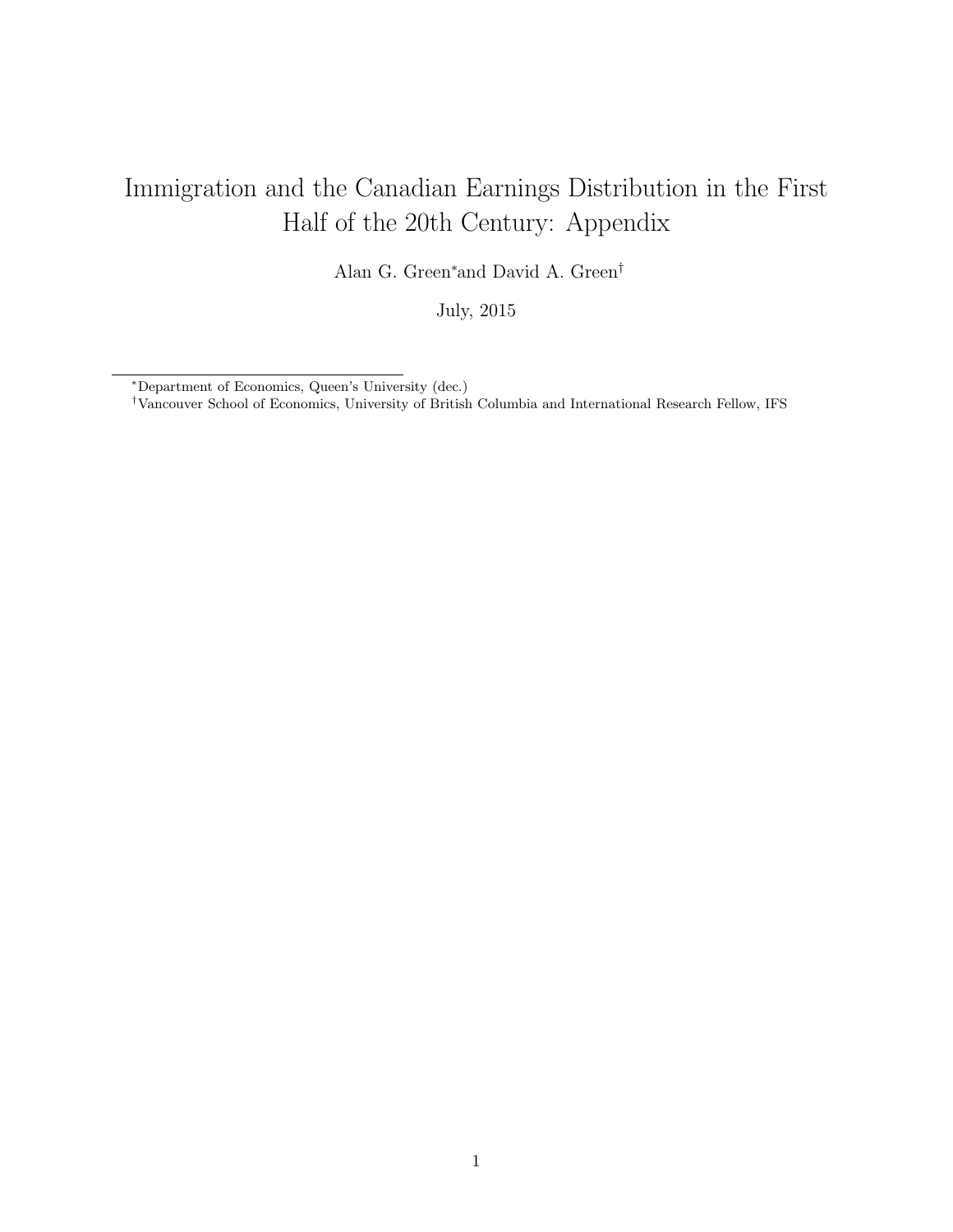# Immigration and the Canadian Earnings Distribution in the First Half of the 20th Century: Appendix

Alan G. Green[*] and David A. Green[†]

July, 2015

---

[*] Department of Economics, Queen's University (dec.)

[†] Vancouver School of Economics, University of British Columbia and International Research Fellow, IFS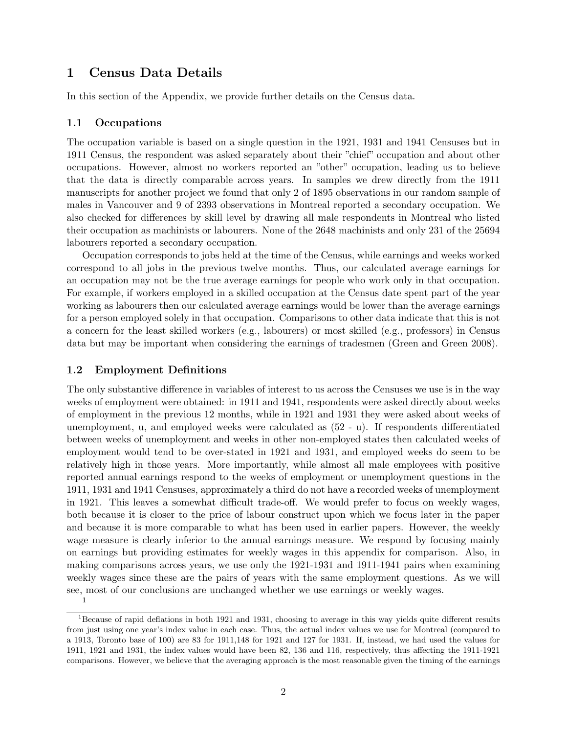# 1 Census Data Details

In this section of the Appendix, we provide further details on the Census data.

## 1.1 Occupations

The occupation variable is based on a single question in the 1921, 1931 and 1941 Censuses but in 1911 Census, the respondent was asked separately about their "chief" occupation and about other occupations. However, almost no workers reported an "other" occupation, leading us to believe that the data is directly comparable across years. In samples we drew directly from the 1911 manuscripts for another project we found that only 2 of 1895 observations in our random sample of males in Vancouver and 9 of 2393 observations in Montreal reported a secondary occupation. We also checked for differences by skill level by drawing all male respondents in Montreal who listed their occupation as machinists or labourers. None of the 2648 machinists and only 231 of the 25694 labourers reported a secondary occupation.

Occupation corresponds to jobs held at the time of the Census, while earnings and weeks worked correspond to all jobs in the previous twelve months. Thus, our calculated average earnings for an occupation may not be the true average earnings for people who work only in that occupation. For example, if workers employed in a skilled occupation at the Census date spent part of the year working as labourers then our calculated average earnings would be lower than the average earnings for a person employed solely in that occupation. Comparisons to other data indicate that this is not a concern for the least skilled workers (e.g., labourers) or most skilled (e.g., professors) in Census data but may be important when considering the earnings of tradesmen (Green and Green 2008).

## 1.2 Employment Definitions

The only substantive difference in variables of interest to us across the Censuses we use is in the way weeks of employment were obtained: in 1911 and 1941, respondents were asked directly about weeks of employment in the previous 12 months, while in 1921 and 1931 they were asked about weeks of unemployment, u, and employed weeks were calculated as (52 - u). If respondents differentiated between weeks of unemployment and weeks in other non-employed states then calculated weeks of employment would tend to be over-stated in 1921 and 1931, and employed weeks do seem to be relatively high in those years. More importantly, while almost all male employees with positive reported annual earnings respond to the weeks of employment or unemployment questions in the 1911, 1931 and 1941 Censuses, approximately a third do not have a recorded weeks of unemployment in 1921. This leaves a somewhat difficult trade-off. We would prefer to focus on weekly wages, both because it is closer to the price of labour construct upon which we focus later in the paper and because it is more comparable to what has been used in earlier papers. However, the weekly wage measure is clearly inferior to the annual earnings measure. We respond by focusing mainly on earnings but providing estimates for weekly wages in this appendix for comparison. Also, in making comparisons across years, we use only the 1921-1931 and 1911-1941 pairs when examining weekly wages since these are the pairs of years with the same employment questions. As we will see, most of our conclusions are unchanged whether we use earnings or weekly wages.
[1]

[1] Because of rapid deflations in both 1921 and 1931, choosing to average in this way yields quite different results from just using one year's index value in each case. Thus, the actual index values we use for Montreal (compared to a 1913, Toronto base of 100) are 83 for 1911,148 for 1921 and 127 for 1931. If, instead, we had used the values for 1911, 1921 and 1931, the index values would have been 82, 136 and 116, respectively, thus affecting the 1911-1921 comparisons. However, we believe that the averaging approach is the most reasonable given the timing of the earnings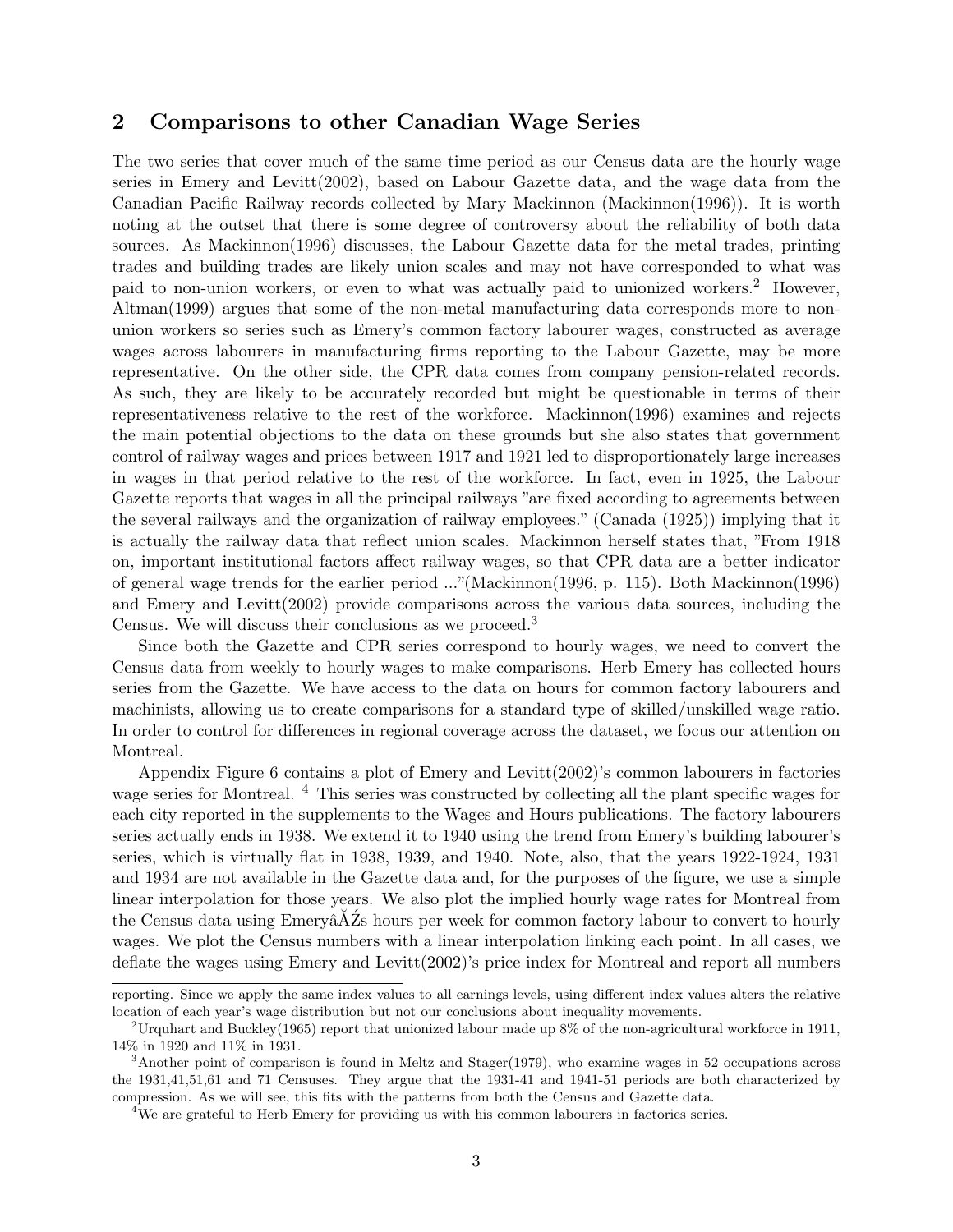## 2 Comparisons to other Canadian Wage Series

The two series that cover much of the same time period as our Census data are the hourly wage series in Emery and Levitt(2002), based on Labour Gazette data, and the wage data from the Canadian Pacific Railway records collected by Mary Mackinnon (Mackinnon(1996)). It is worth noting at the outset that there is some degree of controversy about the reliability of both data sources. As Mackinnon(1996) discusses, the Labour Gazette data for the metal trades, printing trades and building trades are likely union scales and may not have corresponded to what was paid to non-union workers, or even to what was actually paid to unionized workers.[2] However, Altman(1999) argues that some of the non-metal manufacturing data corresponds more to non-union workers so series such as Emery's common factory labourer wages, constructed as average wages across labourers in manufacturing firms reporting to the Labour Gazette, may be more representative. On the other side, the CPR data comes from company pension-related records. As such, they are likely to be accurately recorded but might be questionable in terms of their representativeness relative to the rest of the workforce. Mackinnon(1996) examines and rejects the main potential objections to the data on these grounds but she also states that government control of railway wages and prices between 1917 and 1921 led to disproportionately large increases in wages in that period relative to the rest of the workforce. In fact, even in 1925, the Labour Gazette reports that wages in all the principal railways "are fixed according to agreements between the several railways and the organization of railway employees." (Canada (1925)) implying that it is actually the railway data that reflect union scales. Mackinnon herself states that, "From 1918 on, important institutional factors affect railway wages, so that CPR data are a better indicator of general wage trends for the earlier period ..."(Mackinnon(1996, p. 115). Both Mackinnon(1996) and Emery and Levitt(2002) provide comparisons across the various data sources, including the Census. We will discuss their conclusions as we proceed.[3]

Since both the Gazette and CPR series correspond to hourly wages, we need to convert the Census data from weekly to hourly wages to make comparisons. Herb Emery has collected hours series from the Gazette. We have access to the data on hours for common factory labourers and machinists, allowing us to create comparisons for a standard type of skilled/unskilled wage ratio. In order to control for differences in regional coverage across the dataset, we focus our attention on Montreal.

Appendix Figure 6 contains a plot of Emery and Levitt(2002)'s common labourers in factories wage series for Montreal. [4] This series was constructed by collecting all the plant specific wages for each city reported in the supplements to the Wages and Hours publications. The factory labourers series actually ends in 1938. We extend it to 1940 using the trend from Emery's building labourer's series, which is virtually flat in 1938, 1939, and 1940. Note, also, that the years 1922-1924, 1931 and 1934 are not available in the Gazette data and, for the purposes of the figure, we use a simple linear interpolation for those years. We also plot the implied hourly wage rates for Montreal from the Census data using EmeryâĂŹs hours per week for common factory labour to convert to hourly wages. We plot the Census numbers with a linear interpolation linking each point. In all cases, we deflate the wages using Emery and Levitt(2002)'s price index for Montreal and report all numbers

---

reporting. Since we apply the same index values to all earnings levels, using different index values alters the relative location of each year's wage distribution but not our conclusions about inequality movements.

[2] Urquhart and Buckley(1965) report that unionized labour made up 8% of the non-agricultural workforce in 1911, 14% in 1920 and 11% in 1931.

[3] Another point of comparison is found in Meltz and Stager(1979), who examine wages in 52 occupations across the 1931,41,51,61 and 71 Censuses. They argue that the 1931-41 and 1941-51 periods are both characterized by compression. As we will see, this fits with the patterns from both the Census and Gazette data.

[4] We are grateful to Herb Emery for providing us with his common labourers in factories series.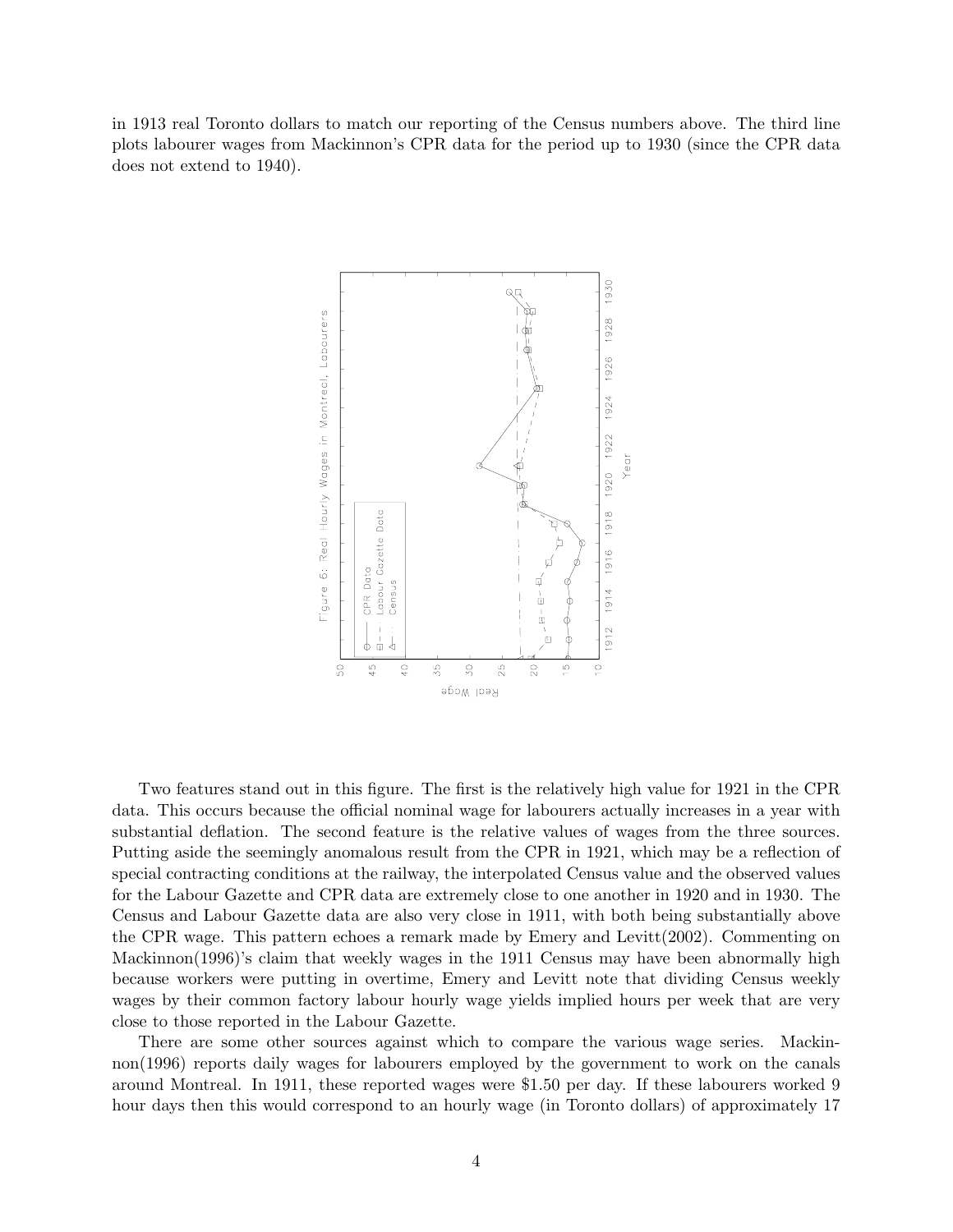in 1913 real Toronto dollars to match our reporting of the Census numbers above. The third line plots labourer wages from Mackinnon's CPR data for the period up to 1930 (since the CPR data does not extend to 1940).

Figure 6: Real Hourly Wages in Montreal, Labourers

Two features stand out in this figure. The first is the relatively high value for 1921 in the CPR data. This occurs because the official nominal wage for labourers actually increases in a year with substantial deflation. The second feature is the relative values of wages from the three sources. Putting aside the seemingly anomalous result from the CPR in 1921, which may be a reflection of special contracting conditions at the railway, the interpolated Census value and the observed values for the Labour Gazette and CPR data are extremely close to one another in 1920 and in 1930. The Census and Labour Gazette data are also very close in 1911, with both being substantially above the CPR wage. This pattern echoes a remark made by Emery and Levitt(2002). Commenting on Mackinnon(1996)'s claim that weekly wages in the 1911 Census may have been abnormally high because workers were putting in overtime, Emery and Levitt note that dividing Census weekly wages by their common factory labour hourly wage yields implied hours per week that are very close to those reported in the Labour Gazette.

There are some other sources against which to compare the various wage series. Mackinnon(1996) reports daily wages for labourers employed by the government to work on the canals around Montreal. In 1911, these reported wages were $1.50 per day. If these labourers worked 9 hour days then this would correspond to an hourly wage (in Toronto dollars) of approximately 17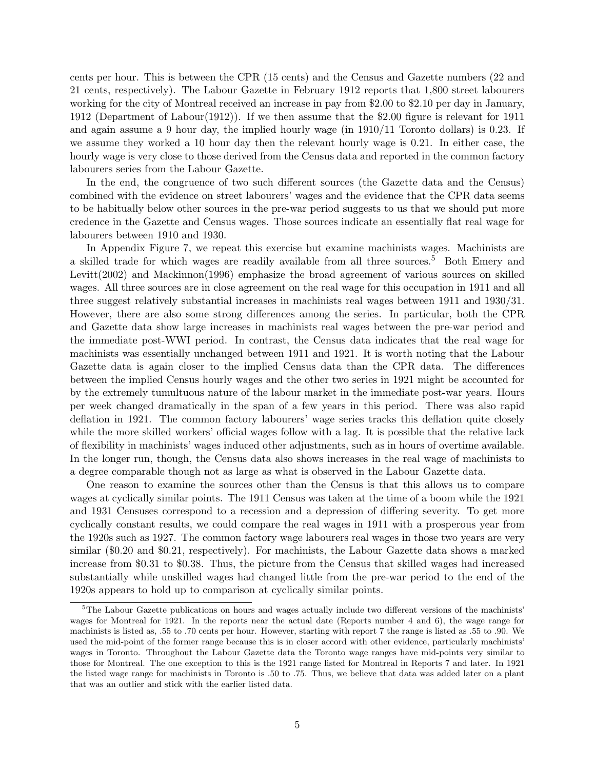cents per hour. This is between the CPR (15 cents) and the Census and Gazette numbers (22 and 21 cents, respectively). The Labour Gazette in February 1912 reports that 1,800 street labourers working for the city of Montreal received an increase in pay from $2.00 to $2.10 per day in January, 1912 (Department of Labour(1912)). If we then assume that the $2.00 figure is relevant for 1911 and again assume a 9 hour day, the implied hourly wage (in 1910/11 Toronto dollars) is 0.23. If we assume they worked a 10 hour day then the relevant hourly wage is 0.21. In either case, the hourly wage is very close to those derived from the Census data and reported in the common factory labourers series from the Labour Gazette.

In the end, the congruence of two such different sources (the Gazette data and the Census) combined with the evidence on street labourers' wages and the evidence that the CPR data seems to be habitually below other sources in the pre-war period suggests to us that we should put more credence in the Gazette and Census wages. Those sources indicate an essentially flat real wage for labourers between 1910 and 1930.

In Appendix Figure 7, we repeat this exercise but examine machinists wages. Machinists are a skilled trade for which wages are readily available from all three sources.[5] Both Emery and Levitt(2002) and Mackinnon(1996) emphasize the broad agreement of various sources on skilled wages. All three sources are in close agreement on the real wage for this occupation in 1911 and all three suggest relatively substantial increases in machinists real wages between 1911 and 1930/31. However, there are also some strong differences among the series. In particular, both the CPR and Gazette data show large increases in machinists real wages between the pre-war period and the immediate post-WWI period. In contrast, the Census data indicates that the real wage for machinists was essentially unchanged between 1911 and 1921. It is worth noting that the Labour Gazette data is again closer to the implied Census data than the CPR data. The differences between the implied Census hourly wages and the other two series in 1921 might be accounted for by the extremely tumultuous nature of the labour market in the immediate post-war years. Hours per week changed dramatically in the span of a few years in this period. There was also rapid deflation in 1921. The common factory labourers' wage series tracks this deflation quite closely while the more skilled workers' official wages follow with a lag. It is possible that the relative lack of flexibility in machinists' wages induced other adjustments, such as in hours of overtime available. In the longer run, though, the Census data also shows increases in the real wage of machinists to a degree comparable though not as large as what is observed in the Labour Gazette data.

One reason to examine the sources other than the Census is that this allows us to compare wages at cyclically similar points. The 1911 Census was taken at the time of a boom while the 1921 and 1931 Censuses correspond to a recession and a depression of differing severity. To get more cyclically constant results, we could compare the real wages in 1911 with a prosperous year from the 1920s such as 1927. The common factory wage labourers real wages in those two years are very similar ($0.20 and $0.21, respectively). For machinists, the Labour Gazette data shows a marked increase from $0.31 to $0.38. Thus, the picture from the Census that skilled wages had increased substantially while unskilled wages had changed little from the pre-war period to the end of the 1920s appears to hold up to comparison at cyclically similar points.

[5] The Labour Gazette publications on hours and wages actually include two different versions of the machinists' wages for Montreal for 1921. In the reports near the actual date (Reports number 4 and 6), the wage range for machinists is listed as, .55 to .70 cents per hour. However, starting with report 7 the range is listed as .55 to .90. We used the mid-point of the former range because this is in closer accord with other evidence, particularly machinists' wages in Toronto. Throughout the Labour Gazette data the Toronto wage ranges have mid-points very similar to those for Montreal. The one exception to this is the 1921 range listed for Montreal in Reports 7 and later. In 1921 the listed wage range for machinists in Toronto is .50 to .75. Thus, we believe that data was added later on a plant that was an outlier and stick with the earlier listed data.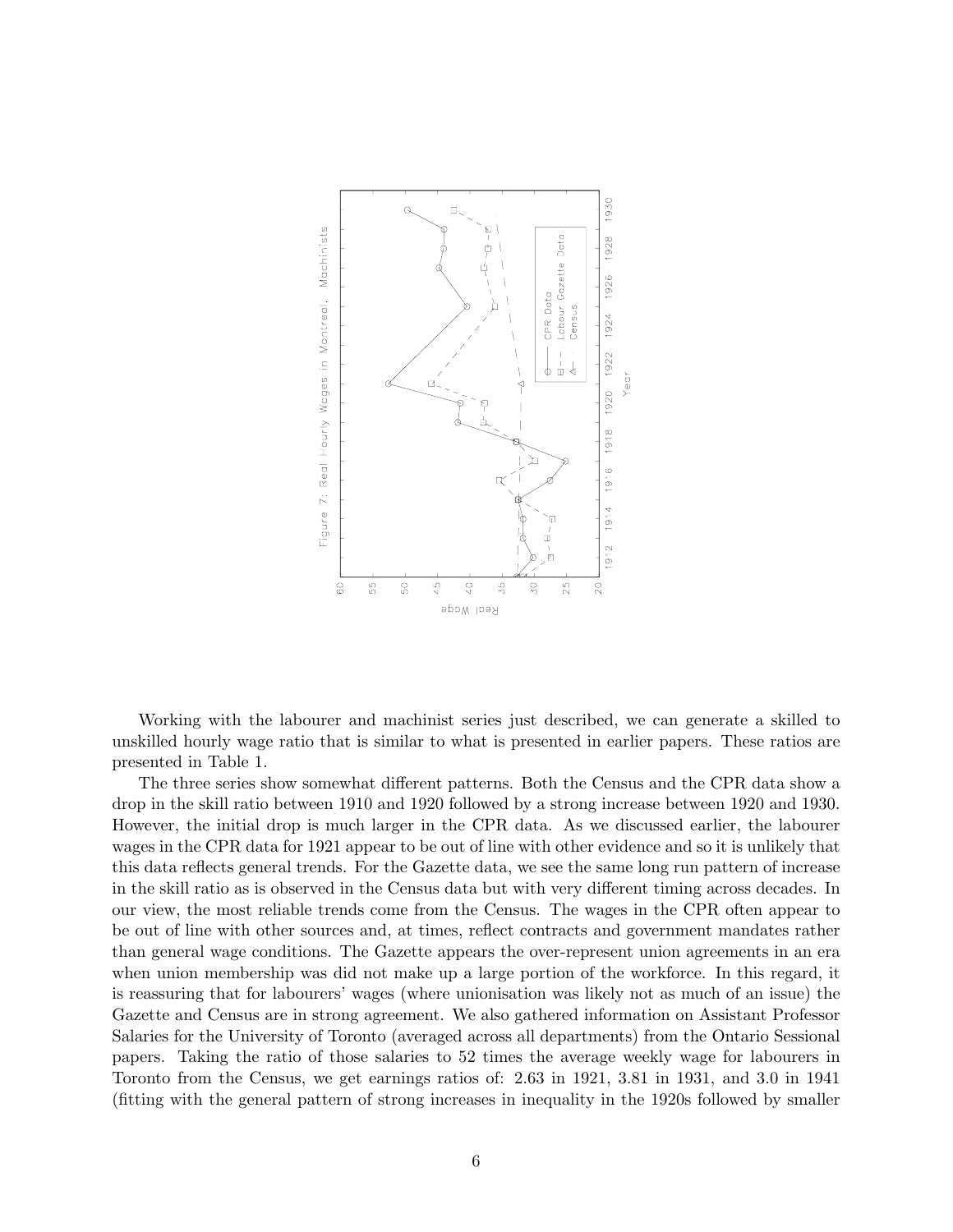Figure 7: Real Hourly Wages in Montreal, Machinists

Working with the labourer and machinist series just described, we can generate a skilled to unskilled hourly wage ratio that is similar to what is presented in earlier papers. These ratios are presented in Table 1.

The three series show somewhat different patterns. Both the Census and the CPR data show a drop in the skill ratio between 1910 and 1920 followed by a strong increase between 1920 and 1930. However, the initial drop is much larger in the CPR data. As we discussed earlier, the labourer wages in the CPR data for 1921 appear to be out of line with other evidence and so it is unlikely that this data reflects general trends. For the Gazette data, we see the same long run pattern of increase in the skill ratio as is observed in the Census data but with very different timing across decades. In our view, the most reliable trends come from the Census. The wages in the CPR often appear to be out of line with other sources and, at times, reflect contracts and government mandates rather than general wage conditions. The Gazette appears the over-represent union agreements in an era when union membership was did not make up a large portion of the workforce. In this regard, it is reassuring that for labourers' wages (where unionisation was likely not as much of an issue) the Gazette and Census are in strong agreement. We also gathered information on Assistant Professor Salaries for the University of Toronto (averaged across all departments) from the Ontario Sessional papers. Taking the ratio of those salaries to 52 times the average weekly wage for labourers in Toronto from the Census, we get earnings ratios of: 2.63 in 1921, 3.81 in 1931, and 3.0 in 1941 (fitting with the general pattern of strong increases in inequality in the 1920s followed by smaller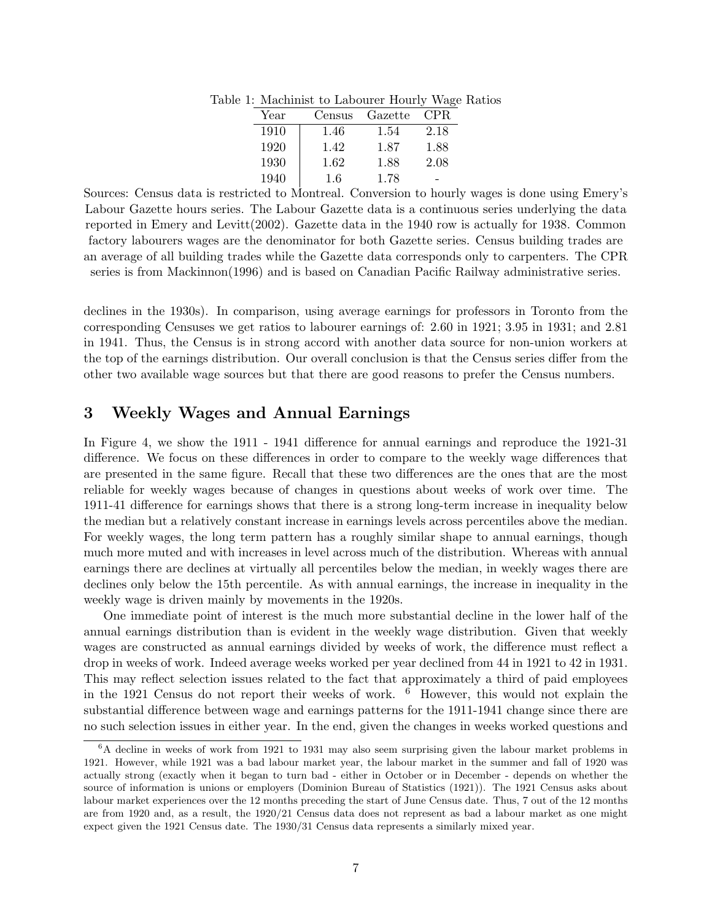Table 1: Machinist to Labourer Hourly Wage Ratios

| Year | Census | Gazette | CPR |
|---|---|---|---|
| 1910 | 1.46 | 1.54 | 2.18 |
| 1920 | 1.42 | 1.87 | 1.88 |
| 1930 | 1.62 | 1.88 | 2.08 |
| 1940 | 1.6 | 1.78 | - |

Sources: Census data is restricted to Montreal. Conversion to hourly wages is done using Emery's Labour Gazette hours series. The Labour Gazette data is a continuous series underlying the data reported in Emery and Levitt(2002). Gazette data in the 1940 row is actually for 1938. Common factory labourers wages are the denominator for both Gazette series. Census building trades are an average of all building trades while the Gazette data corresponds only to carpenters. The CPR series is from Mackinnon(1996) and is based on Canadian Pacific Railway administrative series.

declines in the 1930s). In comparison, using average earnings for professors in Toronto from the corresponding Censuses we get ratios to labourer earnings of: 2.60 in 1921; 3.95 in 1931; and 2.81 in 1941. Thus, the Census is in strong accord with another data source for non-union workers at the top of the earnings distribution. Our overall conclusion is that the Census series differ from the other two available wage sources but that there are good reasons to prefer the Census numbers.

## 3 Weekly Wages and Annual Earnings

In Figure 4, we show the 1911 - 1941 difference for annual earnings and reproduce the 1921-31 difference. We focus on these differences in order to compare to the weekly wage differences that are presented in the same figure. Recall that these two differences are the ones that are the most reliable for weekly wages because of changes in questions about weeks of work over time. The 1911-41 difference for earnings shows that there is a strong long-term increase in inequality below the median but a relatively constant increase in earnings levels across percentiles above the median. For weekly wages, the long term pattern has a roughly similar shape to annual earnings, though much more muted and with increases in level across much of the distribution. Whereas with annual earnings there are declines at virtually all percentiles below the median, in weekly wages there are declines only below the 15th percentile. As with annual earnings, the increase in inequality in the weekly wage is driven mainly by movements in the 1920s.

One immediate point of interest is the much more substantial decline in the lower half of the annual earnings distribution than is evident in the weekly wage distribution. Given that weekly wages are constructed as annual earnings divided by weeks of work, the difference must reflect a drop in weeks of work. Indeed average weeks worked per year declined from 44 in 1921 to 42 in 1931. This may reflect selection issues related to the fact that approximately a third of paid employees in the 1921 Census do not report their weeks of work. [6] However, this would not explain the substantial difference between wage and earnings patterns for the 1911-1941 change since there are no such selection issues in either year. In the end, given the changes in weeks worked questions and

[6] A decline in weeks of work from 1921 to 1931 may also seem surprising given the labour market problems in 1921. However, while 1921 was a bad labour market year, the labour market in the summer and fall of 1920 was actually strong (exactly when it began to turn bad - either in October or in December - depends on whether the source of information is unions or employers (Dominion Bureau of Statistics (1921)). The 1921 Census asks about labour market experiences over the 12 months preceding the start of June Census date. Thus, 7 out of the 12 months are from 1920 and, as a result, the 1920/21 Census data does not represent as bad a labour market as one might expect given the 1921 Census date. The 1930/31 Census data represents a similarly mixed year.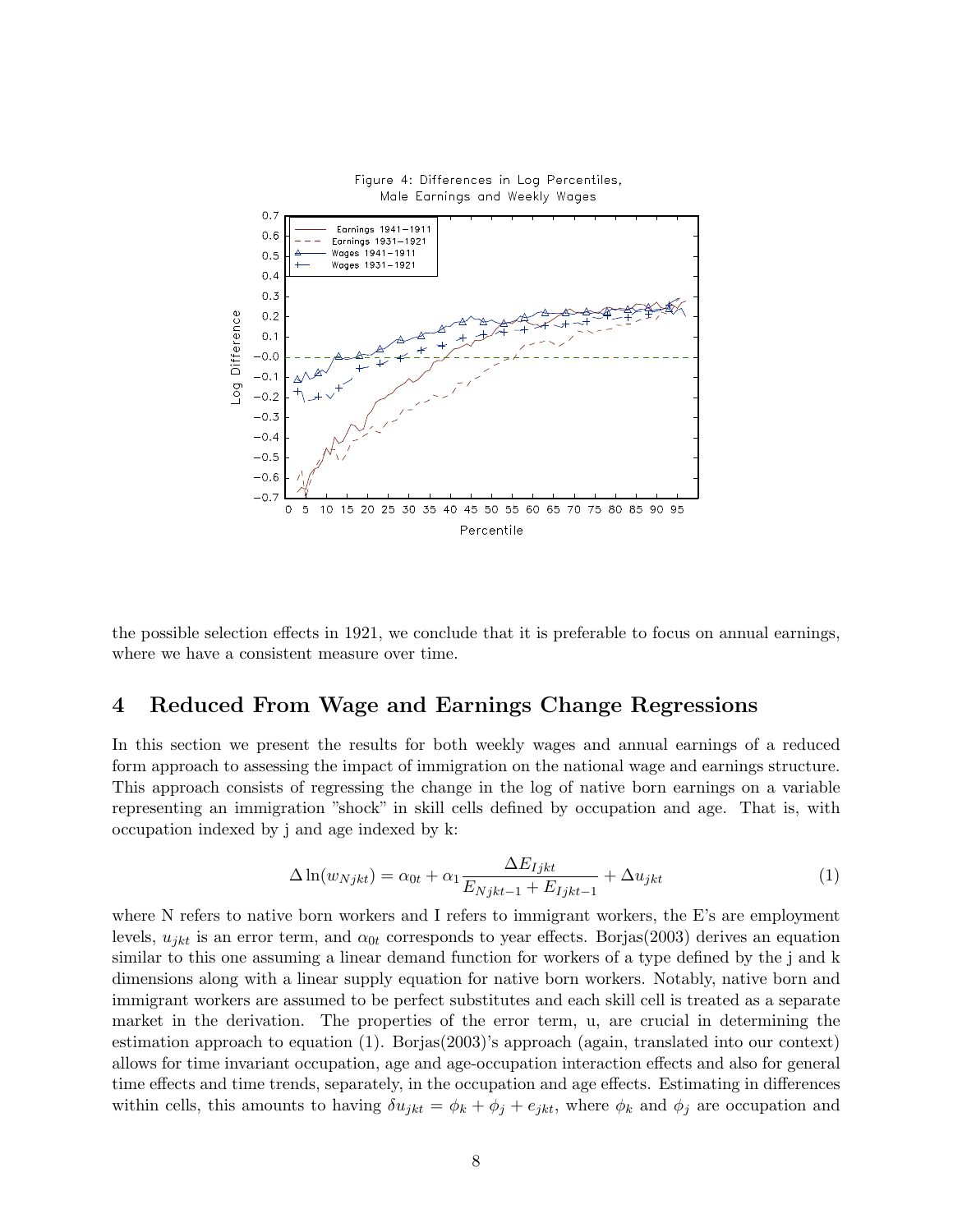Figure 4: Differences in Log Percentiles, Male Earnings and Weekly Wages

the possible selection effects in 1921, we conclude that it is preferable to focus on annual earnings, where we have a consistent measure over time.

## 4 Reduced From Wage and Earnings Change Regressions

In this section we present the results for both weekly wages and annual earnings of a reduced form approach to assessing the impact of immigration on the national wage and earnings structure. This approach consists of regressing the change in the log of native born earnings on a variable representing an immigration "shock" in skill cells defined by occupation and age. That is, with occupation indexed by j and age indexed by k:

$$\Delta \ln(w_{Njkt}) = \alpha_{0t} + \alpha_1 \frac{\Delta E_{Ijkt}}{E_{Njkt-1} + E_{Ijkt-1}} + \Delta u_{jkt} \tag{1}$$

where N refers to native born workers and I refers to immigrant workers, the E's are employment levels, $u_{jkt}$ is an error term, and $\alpha_{0t}$ corresponds to year effects. Borjas(2003) derives an equation similar to this one assuming a linear demand function for workers of a type defined by the j and k dimensions along with a linear supply equation for native born workers. Notably, native born and immigrant workers are assumed to be perfect substitutes and each skill cell is treated as a separate market in the derivation. The properties of the error term, u, are crucial in determining the estimation approach to equation (1). Borjas(2003)'s approach (again, translated into our context) allows for time invariant occupation, age and age-occupation interaction effects and also for general time effects and time trends, separately, in the occupation and age effects. Estimating in differences within cells, this amounts to having $\delta u_{jkt} = \phi_k + \phi_j + e_{jkt}$, where $\phi_k$ and $\phi_j$ are occupation and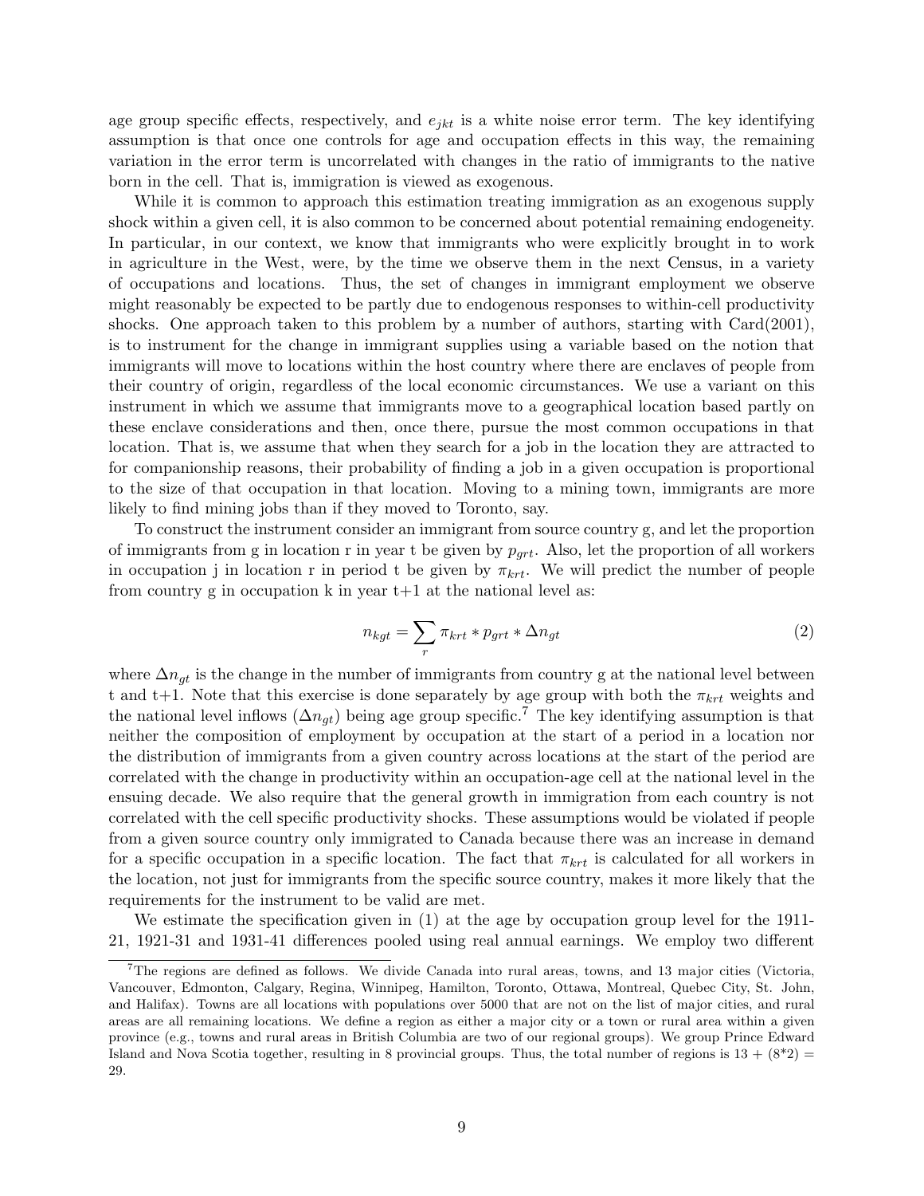age group specific effects, respectively, and $e_{jkt}$ is a white noise error term. The key identifying assumption is that once one controls for age and occupation effects in this way, the remaining variation in the error term is uncorrelated with changes in the ratio of immigrants to the native born in the cell. That is, immigration is viewed as exogenous.

While it is common to approach this estimation treating immigration as an exogenous supply shock within a given cell, it is also common to be concerned about potential remaining endogeneity. In particular, in our context, we know that immigrants who were explicitly brought in to work in agriculture in the West, were, by the time we observe them in the next Census, in a variety of occupations and locations. Thus, the set of changes in immigrant employment we observe might reasonably be expected to be partly due to endogenous responses to within-cell productivity shocks. One approach taken to this problem by a number of authors, starting with Card(2001), is to instrument for the change in immigrant supplies using a variable based on the notion that immigrants will move to locations within the host country where there are enclaves of people from their country of origin, regardless of the local economic circumstances. We use a variant on this instrument in which we assume that immigrants move to a geographical location based partly on these enclave considerations and then, once there, pursue the most common occupations in that location. That is, we assume that when they search for a job in the location they are attracted to for companionship reasons, their probability of finding a job in a given occupation is proportional to the size of that occupation in that location. Moving to a mining town, immigrants are more likely to find mining jobs than if they moved to Toronto, say.

To construct the instrument consider an immigrant from source country g, and let the proportion of immigrants from g in location r in year t be given by $p_{grt}$. Also, let the proportion of all workers in occupation j in location r in period t be given by $\pi_{krt}$. We will predict the number of people from country g in occupation k in year t+1 at the national level as:

$$n_{kgt} = \sum_{r} \pi_{krt} * p_{grt} * \Delta n_{gt} \tag{2}$$

where $\Delta n_{gt}$ is the change in the number of immigrants from country g at the national level between t and t+1. Note that this exercise is done separately by age group with both the $\pi_{krt}$ weights and the national level inflows ($\Delta n_{gt}$) being age group specific.[7] The key identifying assumption is that neither the composition of employment by occupation at the start of a period in a location nor the distribution of immigrants from a given country across locations at the start of the period are correlated with the change in productivity within an occupation-age cell at the national level in the ensuing decade. We also require that the general growth in immigration from each country is not correlated with the cell specific productivity shocks. These assumptions would be violated if people from a given source country only immigrated to Canada because there was an increase in demand for a specific occupation in a specific location. The fact that $\pi_{krt}$ is calculated for all workers in the location, not just for immigrants from the specific source country, makes it more likely that the requirements for the instrument to be valid are met.

We estimate the specification given in (1) at the age by occupation group level for the 1911-21, 1921-31 and 1931-41 differences pooled using real annual earnings. We employ two different

[7] The regions are defined as follows. We divide Canada into rural areas, towns, and 13 major cities (Victoria, Vancouver, Edmonton, Calgary, Regina, Winnipeg, Hamilton, Toronto, Ottawa, Montreal, Quebec City, St. John, and Halifax). Towns are all locations with populations over 5000 that are not on the list of major cities, and rural areas are all remaining locations. We define a region as either a major city or a town or rural area within a given province (e.g., towns and rural areas in British Columbia are two of our regional groups). We group Prince Edward Island and Nova Scotia together, resulting in 8 provincial groups. Thus, the total number of regions is 13 + (8*2) = 29.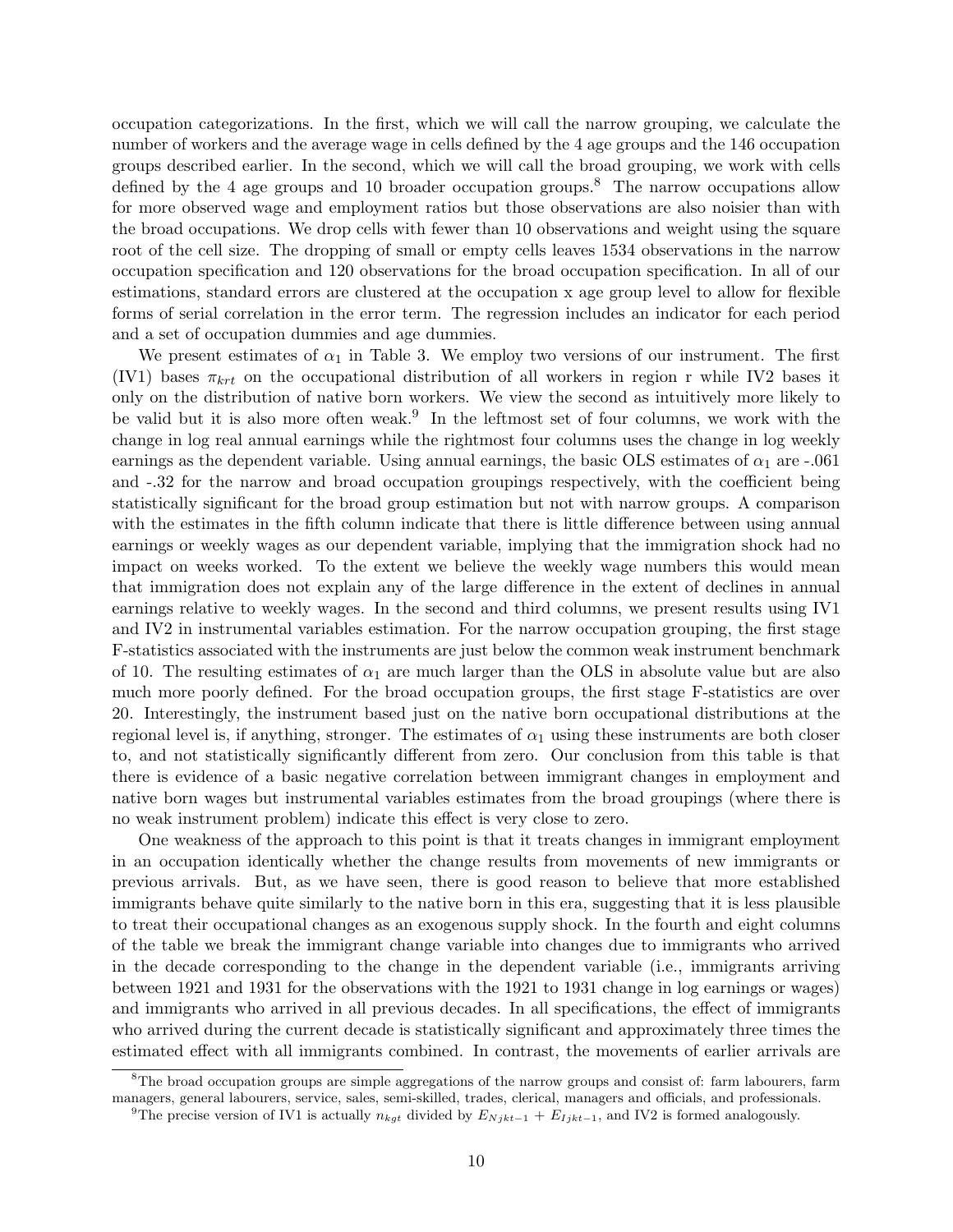occupation categorizations. In the first, which we will call the narrow grouping, we calculate the number of workers and the average wage in cells defined by the 4 age groups and the 146 occupation groups described earlier. In the second, which we will call the broad grouping, we work with cells defined by the 4 age groups and 10 broader occupation groups.[8] The narrow occupations allow for more observed wage and employment ratios but those observations are also noisier than with the broad occupations. We drop cells with fewer than 10 observations and weight using the square root of the cell size. The dropping of small or empty cells leaves 1534 observations in the narrow occupation specification and 120 observations for the broad occupation specification. In all of our estimations, standard errors are clustered at the occupation x age group level to allow for flexible forms of serial correlation in the error term. The regression includes an indicator for each period and a set of occupation dummies and age dummies.

We present estimates of $\alpha_1$ in Table 3. We employ two versions of our instrument. The first (IV1) bases $\pi_{krt}$ on the occupational distribution of all workers in region r while IV2 bases it only on the distribution of native born workers. We view the second as intuitively more likely to be valid but it is also more often weak.[9] In the leftmost set of four columns, we work with the change in log real annual earnings while the rightmost four columns uses the change in log weekly earnings as the dependent variable. Using annual earnings, the basic OLS estimates of $\alpha_1$ are -.061 and -.32 for the narrow and broad occupation groupings respectively, with the coefficient being statistically significant for the broad group estimation but not with narrow groups. A comparison with the estimates in the fifth column indicate that there is little difference between using annual earnings or weekly wages as our dependent variable, implying that the immigration shock had no impact on weeks worked. To the extent we believe the weekly wage numbers this would mean that immigration does not explain any of the large difference in the extent of declines in annual earnings relative to weekly wages. In the second and third columns, we present results using IV1 and IV2 in instrumental variables estimation. For the narrow occupation grouping, the first stage F-statistics associated with the instruments are just below the common weak instrument benchmark of 10. The resulting estimates of $\alpha_1$ are much larger than the OLS in absolute value but are also much more poorly defined. For the broad occupation groups, the first stage F-statistics are over 20. Interestingly, the instrument based just on the native born occupational distributions at the regional level is, if anything, stronger. The estimates of $\alpha_1$ using these instruments are both closer to, and not statistically significantly different from zero. Our conclusion from this table is that there is evidence of a basic negative correlation between immigrant changes in employment and native born wages but instrumental variables estimates from the broad groupings (where there is no weak instrument problem) indicate this effect is very close to zero.

One weakness of the approach to this point is that it treats changes in immigrant employment in an occupation identically whether the change results from movements of new immigrants or previous arrivals. But, as we have seen, there is good reason to believe that more established immigrants behave quite similarly to the native born in this era, suggesting that it is less plausible to treat their occupational changes as an exogenous supply shock. In the fourth and eight columns of the table we break the immigrant change variable into changes due to immigrants who arrived in the decade corresponding to the change in the dependent variable (i.e., immigrants arriving between 1921 and 1931 for the observations with the 1921 to 1931 change in log earnings or wages) and immigrants who arrived in all previous decades. In all specifications, the effect of immigrants who arrived during the current decade is statistically significant and approximately three times the estimated effect with all immigrants combined. In contrast, the movements of earlier arrivals are

[8] The broad occupation groups are simple aggregations of the narrow groups and consist of: farm labourers, farm managers, general labourers, service, sales, semi-skilled, trades, clerical, managers and officials, and professionals.

[9] The precise version of IV1 is actually $n_{kgt}$ divided by $E_{Njkt-1} + E_{Ijkt-1}$, and IV2 is formed analogously.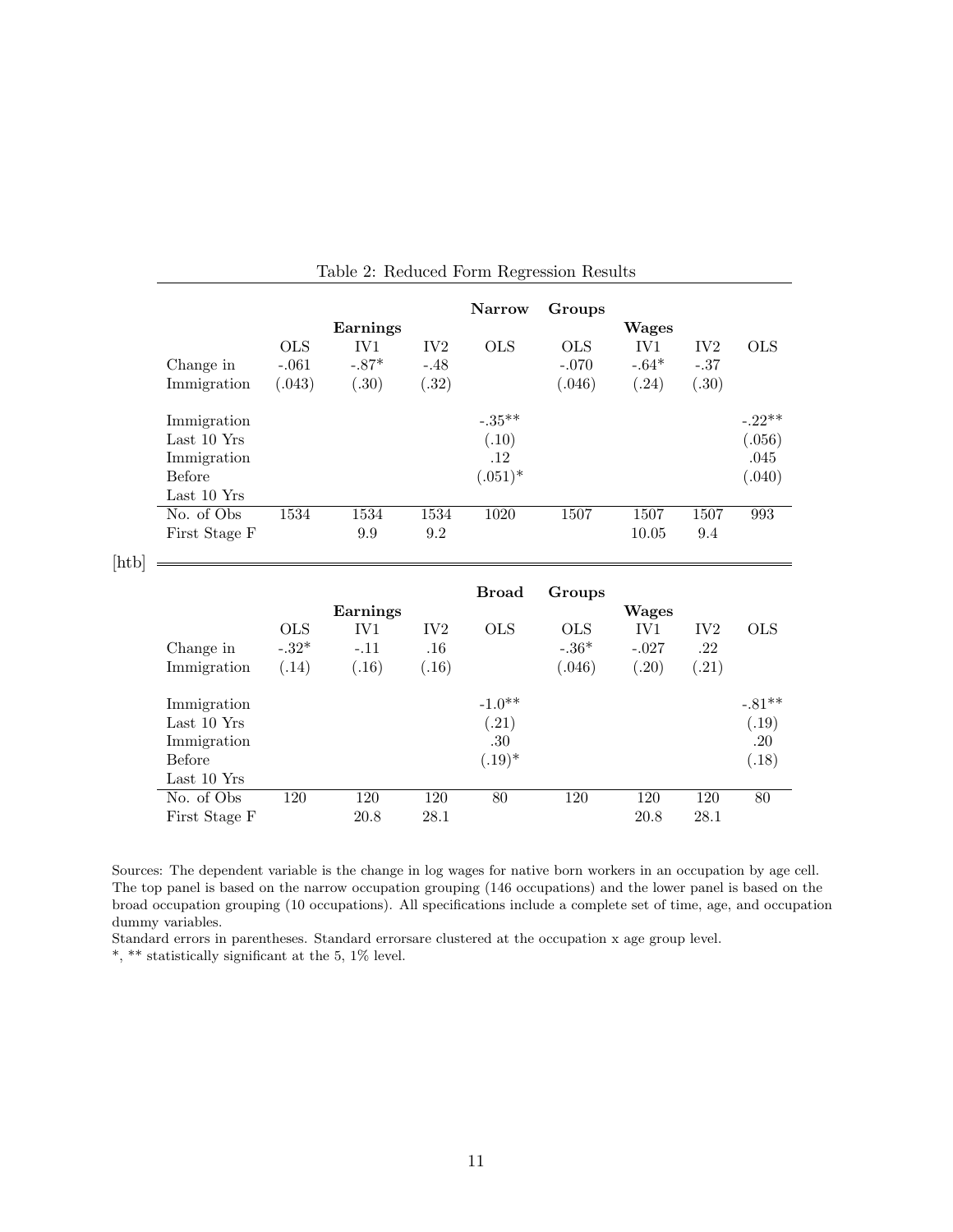Table 2: Reduced Form Regression Results

| | | | | **Narrow** | **Groups** | | | |
|---|---|---|---|---|---|---|---|---|
| | | **Earnings** | | | | **Wages** | | |
| | OLS | IV1 | IV2 | OLS | OLS | IV1 | IV2 | OLS |
| Change in Immigration | -.061 (.043) | -.87* (.30) | -.48 (.32) | | -.070 (.046) | -.64* (.24) | -.37 (.30) | |
| Immigration Last 10 Yrs | | | | -.35** (.10) | | | | -.22** (.056) |
| Immigration Before Last 10 Yrs | | | | .12 (.051)* | | | | .045 (.040) |
| No. of Obs | 1534 | 1534 | 1534 | 1020 | 1507 | 1507 | 1507 | 993 |
| First Stage F | | 9.9 | 9.2 | | | 10.05 | 9.4 | |

[htb]

| | | | | **Broad** | **Groups** | | | |
|---|---|---|---|---|---|---|---|---|
| | | **Earnings** | | | | **Wages** | | |
| | OLS | IV1 | IV2 | OLS | OLS | IV1 | IV2 | OLS |
| Change in Immigration | -.32* (.14) | -.11 (.16) | .16 (.16) | | -.36* (.046) | -.027 (.20) | .22 (.21) | |
| Immigration Last 10 Yrs | | | | -1.0** (.21) | | | | -.81** (.19) |
| Immigration Before Last 10 Yrs | | | | .30 (.19)* | | | | .20 (.18) |
| No. of Obs | 120 | 120 | 120 | 80 | 120 | 120 | 120 | 80 |
| First Stage F | | 20.8 | 28.1 | | | 20.8 | 28.1 | |

Sources: The dependent variable is the change in log wages for native born workers in an occupation by age cell. The top panel is based on the narrow occupation grouping (146 occupations) and the lower panel is based on the broad occupation grouping (10 occupations). All specifications include a complete set of time, age, and occupation dummy variables.

Standard errors in parentheses. Standard errorsare clustered at the occupation x age group level.

*, ** statistically significant at the 5, 1% level.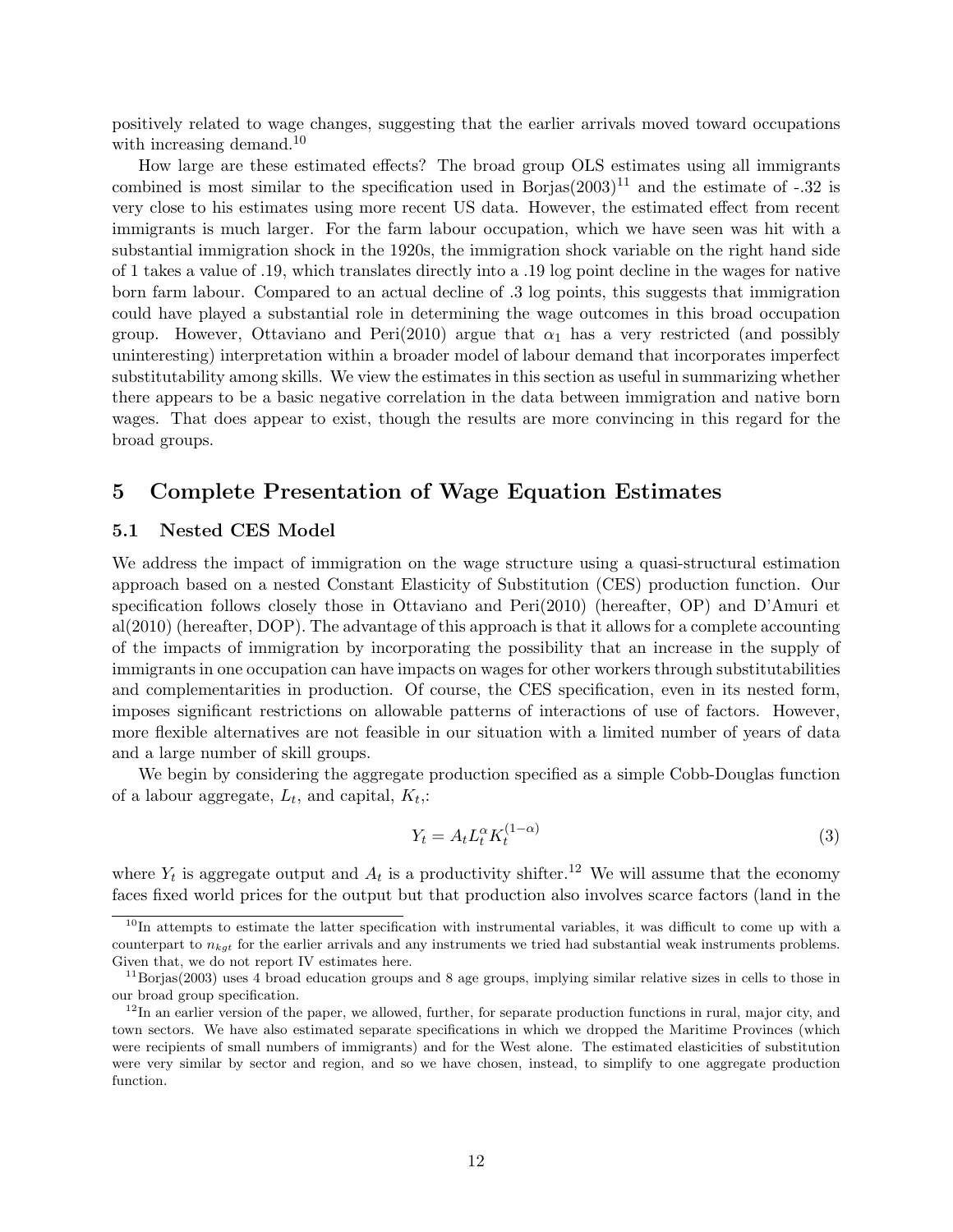positively related to wage changes, suggesting that the earlier arrivals moved toward occupations with increasing demand.[10]

How large are these estimated effects? The broad group OLS estimates using all immigrants combined is most similar to the specification used in Borjas(2003)[11] and the estimate of -.32 is very close to his estimates using more recent US data. However, the estimated effect from recent immigrants is much larger. For the farm labour occupation, which we have seen was hit with a substantial immigration shock in the 1920s, the immigration shock variable on the right hand side of 1 takes a value of .19, which translates directly into a .19 log point decline in the wages for native born farm labour. Compared to an actual decline of .3 log points, this suggests that immigration could have played a substantial role in determining the wage outcomes in this broad occupation group. However, Ottaviano and Peri(2010) argue that $\alpha_1$ has a very restricted (and possibly uninteresting) interpretation within a broader model of labour demand that incorporates imperfect substitutability among skills. We view the estimates in this section as useful in summarizing whether there appears to be a basic negative correlation in the data between immigration and native born wages. That does appear to exist, though the results are more convincing in this regard for the broad groups.

# 5 Complete Presentation of Wage Equation Estimates

## 5.1 Nested CES Model

We address the impact of immigration on the wage structure using a quasi-structural estimation approach based on a nested Constant Elasticity of Substitution (CES) production function. Our specification follows closely those in Ottaviano and Peri(2010) (hereafter, OP) and D'Amuri et al(2010) (hereafter, DOP). The advantage of this approach is that it allows for a complete accounting of the impacts of immigration by incorporating the possibility that an increase in the supply of immigrants in one occupation can have impacts on wages for other workers through substitutabilities and complementarities in production. Of course, the CES specification, even in its nested form, imposes significant restrictions on allowable patterns of interactions of use of factors. However, more flexible alternatives are not feasible in our situation with a limited number of years of data and a large number of skill groups.

We begin by considering the aggregate production specified as a simple Cobb-Douglas function of a labour aggregate, $L_t$, and capital, $K_t$,:

$$Y_t = A_t L_t^{\alpha} K_t^{(1-\alpha)} \tag{3}$$

where $Y_t$ is aggregate output and $A_t$ is a productivity shifter.[12] We will assume that the economy faces fixed world prices for the output but that production also involves scarce factors (land in the

---

[10] In attempts to estimate the latter specification with instrumental variables, it was difficult to come up with a counterpart to $n_{kgt}$ for the earlier arrivals and any instruments we tried had substantial weak instruments problems. Given that, we do not report IV estimates here.

[11] Borjas(2003) uses 4 broad education groups and 8 age groups, implying similar relative sizes in cells to those in our broad group specification.

[12] In an earlier version of the paper, we allowed, further, for separate production functions in rural, major city, and town sectors. We have also estimated separate specifications in which we dropped the Maritime Provinces (which were recipients of small numbers of immigrants) and for the West alone. The estimated elasticities of substitution were very similar by sector and region, and so we have chosen, instead, to simplify to one aggregate production function.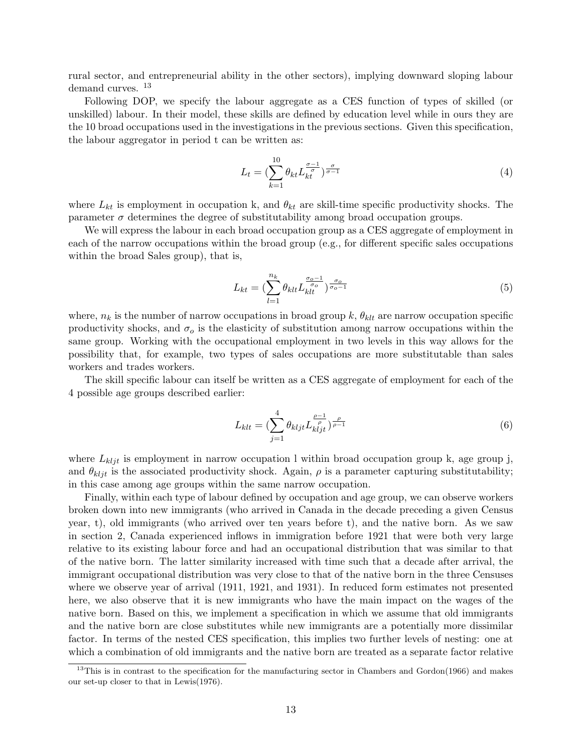rural sector, and entrepreneurial ability in the other sectors), implying downward sloping labour demand curves. [13]

Following DOP, we specify the labour aggregate as a CES function of types of skilled (or unskilled) labour. In their model, these skills are defined by education level while in ours they are the 10 broad occupations used in the investigations in the previous sections. Given this specification, the labour aggregator in period t can be written as:

$$L_t = (\sum_{k=1}^{10} \theta_{kt} L_{kt}^{\frac{\sigma-1}{\sigma}})^{\frac{\sigma}{\sigma-1}} \tag{4}$$

where $L_{kt}$ is employment in occupation k, and $\theta_{kt}$ are skill-time specific productivity shocks. The parameter $\sigma$ determines the degree of substitutability among broad occupation groups.

We will express the labour in each broad occupation group as a CES aggregate of employment in each of the narrow occupations within the broad group (e.g., for different specific sales occupations within the broad Sales group), that is,

$$L_{kt} = (\sum_{l=1}^{n_k} \theta_{klt} L_{klt}^{\frac{\sigma_o-1}{\sigma_o}})^{\frac{\sigma_o}{\sigma_o-1}} \tag{5}$$

where, $n_k$ is the number of narrow occupations in broad group $k$, $\theta_{klt}$ are narrow occupation specific productivity shocks, and $\sigma_o$ is the elasticity of substitution among narrow occupations within the same group. Working with the occupational employment in two levels in this way allows for the possibility that, for example, two types of sales occupations are more substitutable than sales workers and trades workers.

The skill specific labour can itself be written as a CES aggregate of employment for each of the 4 possible age groups described earlier:

$$L_{klt} = (\sum_{j=1}^{4} \theta_{kljt} L_{kljt}^{\frac{\rho-1}{\rho}})^{\frac{\rho}{\rho-1}} \tag{6}$$

where $L_{kljt}$ is employment in narrow occupation l within broad occupation group k, age group j, and $\theta_{kljt}$ is the associated productivity shock. Again, $\rho$ is a parameter capturing substitutability; in this case among age groups within the same narrow occupation.

Finally, within each type of labour defined by occupation and age group, we can observe workers broken down into new immigrants (who arrived in Canada in the decade preceding a given Census year, t), old immigrants (who arrived over ten years before t), and the native born. As we saw in section 2, Canada experienced inflows in immigration before 1921 that were both very large relative to its existing labour force and had an occupational distribution that was similar to that of the native born. The latter similarity increased with time such that a decade after arrival, the immigrant occupational distribution was very close to that of the native born in the three Censuses where we observe year of arrival (1911, 1921, and 1931). In reduced form estimates not presented here, we also observe that it is new immigrants who have the main impact on the wages of the native born. Based on this, we implement a specification in which we assume that old immigrants and the native born are close substitutes while new immigrants are a potentially more dissimilar factor. In terms of the nested CES specification, this implies two further levels of nesting: one at which a combination of old immigrants and the native born are treated as a separate factor relative

[13] This is in contrast to the specification for the manufacturing sector in Chambers and Gordon(1966) and makes our set-up closer to that in Lewis(1976).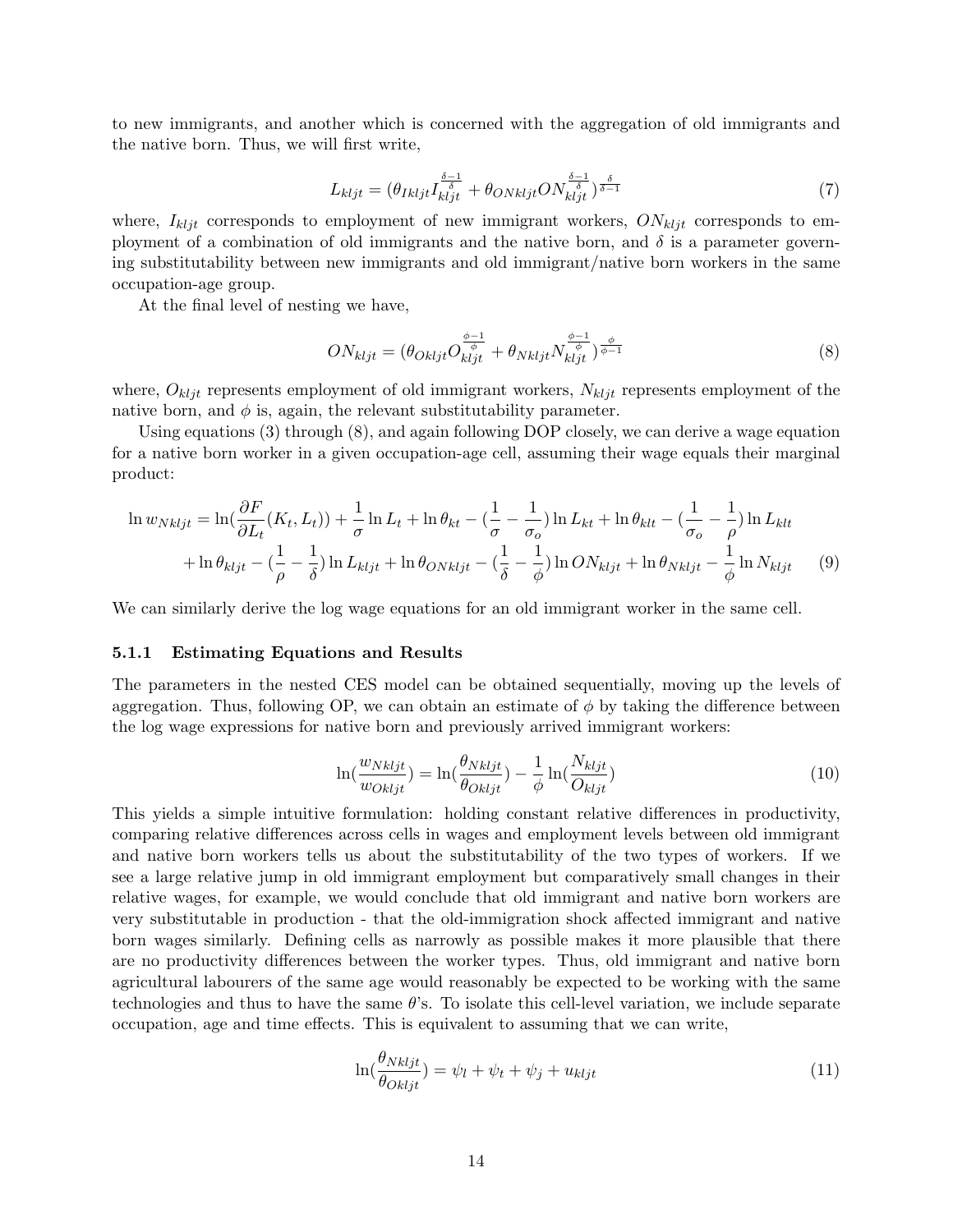to new immigrants, and another which is concerned with the aggregation of old immigrants and the native born. Thus, we will first write,

$$L_{kljt} = (\theta_{Ikljt} I_{kljt}^{\frac{\delta-1}{\delta}} + \theta_{ONkljt} ON_{kljt}^{\frac{\delta-1}{\delta}})^{\frac{\delta}{\delta-1}} \tag{7}$$

where, $I_{kljt}$ corresponds to employment of new immigrant workers, $ON_{kljt}$ corresponds to employment of a combination of old immigrants and the native born, and $\delta$ is a parameter governing substitutability between new immigrants and old immigrant/native born workers in the same occupation-age group.

At the final level of nesting we have,

$$ON_{kljt} = (\theta_{Okljt} O_{kljt}^{\frac{\phi-1}{\phi}} + \theta_{Nkljt} N_{kljt}^{\frac{\phi-1}{\phi}})^{\frac{\phi}{\phi-1}} \tag{8}$$

where, $O_{kljt}$ represents employment of old immigrant workers, $N_{kljt}$ represents employment of the native born, and $\phi$ is, again, the relevant substitutability parameter.

Using equations (3) through (8), and again following DOP closely, we can derive a wage equation for a native born worker in a given occupation-age cell, assuming their wage equals their marginal product:

$$\begin{aligned}
\ln w_{Nkljt} = & \ln(\frac{\partial F}{\partial L_t}(K_t, L_t)) + \frac{1}{\sigma}\ln L_t + \ln\theta_{kt} - (\frac{1}{\sigma} - \frac{1}{\sigma_o})\ln L_{kt} + \ln\theta_{klt} - (\frac{1}{\sigma_o} - \frac{1}{\rho})\ln L_{klt} \\
& + \ln\theta_{kljt} - (\frac{1}{\rho} - \frac{1}{\delta})\ln L_{kljt} + \ln\theta_{ONkljt} - (\frac{1}{\delta} - \frac{1}{\phi})\ln ON_{kljt} + \ln\theta_{Nkljt} - \frac{1}{\phi}\ln N_{kljt}
\end{aligned} \tag{9}$$

We can similarly derive the log wage equations for an old immigrant worker in the same cell.

### 5.1.1 Estimating Equations and Results

The parameters in the nested CES model can be obtained sequentially, moving up the levels of aggregation. Thus, following OP, we can obtain an estimate of $\phi$ by taking the difference between the log wage expressions for native born and previously arrived immigrant workers:

$$\ln(\frac{w_{Nkljt}}{w_{Okljt}}) = \ln(\frac{\theta_{Nkljt}}{\theta_{Okljt}}) - \frac{1}{\phi}\ln(\frac{N_{kljt}}{O_{kljt}}) \tag{10}$$

This yields a simple intuitive formulation: holding constant relative differences in productivity, comparing relative differences across cells in wages and employment levels between old immigrant and native born workers tells us about the substitutability of the two types of workers. If we see a large relative jump in old immigrant employment but comparatively small changes in their relative wages, for example, we would conclude that old immigrant and native born workers are very substitutable in production - that the old-immigration shock affected immigrant and native born wages similarly. Defining cells as narrowly as possible makes it more plausible that there are no productivity differences between the worker types. Thus, old immigrant and native born agricultural labourers of the same age would reasonably be expected to be working with the same technologies and thus to have the same $\theta$'s. To isolate this cell-level variation, we include separate occupation, age and time effects. This is equivalent to assuming that we can write,

$$\ln(\frac{\theta_{Nkljt}}{\theta_{Okljt}}) = \psi_l + \psi_t + \psi_j + u_{kljt} \tag{11}$$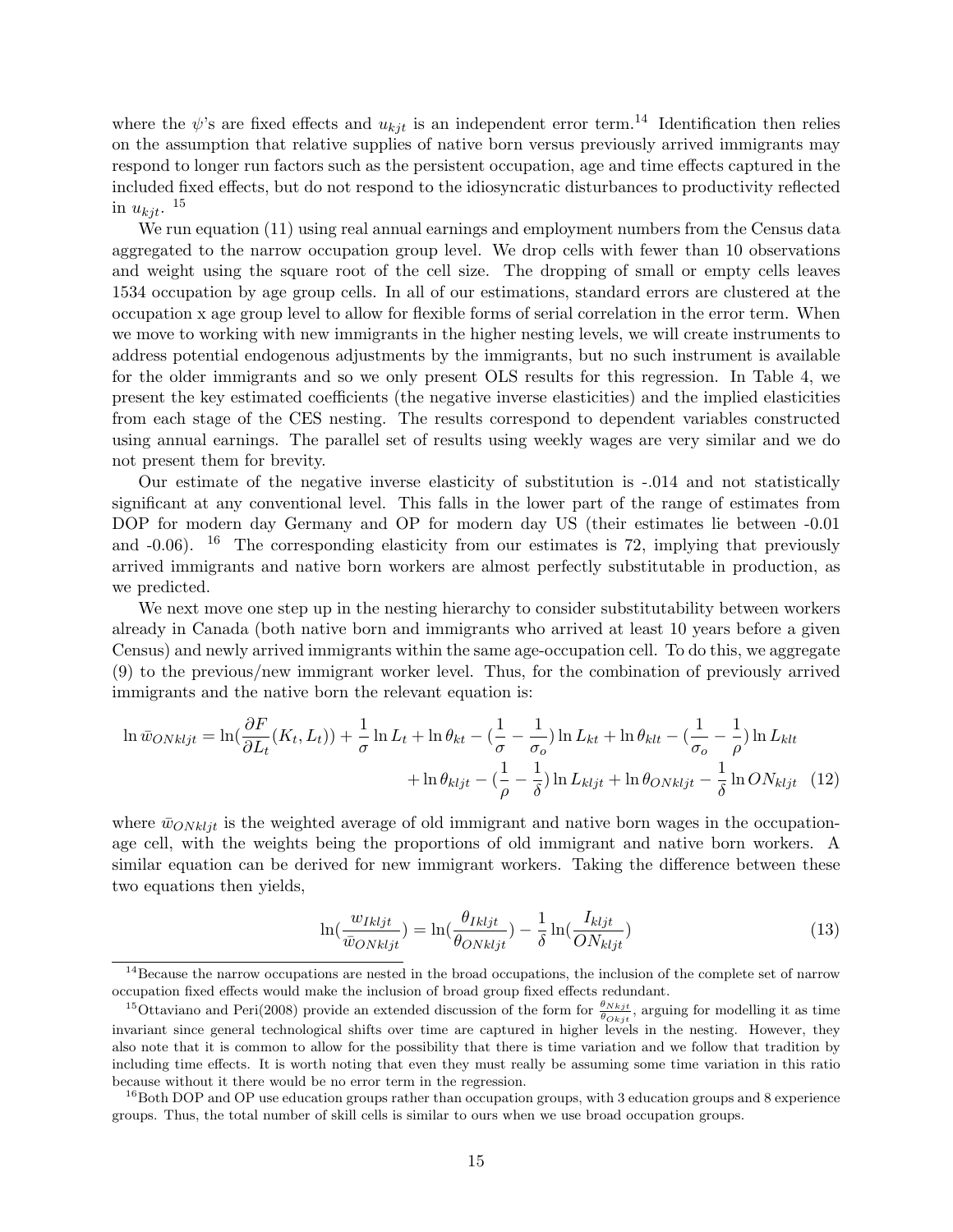where the $\psi$'s are fixed effects and $u_{kjt}$ is an independent error term.[14] Identification then relies on the assumption that relative supplies of native born versus previously arrived immigrants may respond to longer run factors such as the persistent occupation, age and time effects captured in the included fixed effects, but do not respond to the idiosyncratic disturbances to productivity reflected in $u_{kjt}$.[15]

We run equation (11) using real annual earnings and employment numbers from the Census data aggregated to the narrow occupation group level. We drop cells with fewer than 10 observations and weight using the square root of the cell size. The dropping of small or empty cells leaves 1534 occupation by age group cells. In all of our estimations, standard errors are clustered at the occupation x age group level to allow for flexible forms of serial correlation in the error term. When we move to working with new immigrants in the higher nesting levels, we will create instruments to address potential endogenous adjustments by the immigrants, but no such instrument is available for the older immigrants and so we only present OLS results for this regression. In Table 4, we present the key estimated coefficients (the negative inverse elasticities) and the implied elasticities from each stage of the CES nesting. The results correspond to dependent variables constructed using annual earnings. The parallel set of results using weekly wages are very similar and we do not present them for brevity.

Our estimate of the negative inverse elasticity of substitution is -.014 and not statistically significant at any conventional level. This falls in the lower part of the range of estimates from DOP for modern day Germany and OP for modern day US (their estimates lie between -0.01 and -0.06).[16] The corresponding elasticity from our estimates is 72, implying that previously arrived immigrants and native born workers are almost perfectly substitutable in production, as we predicted.

We next move one step up in the nesting hierarchy to consider substitutability between workers already in Canada (both native born and immigrants who arrived at least 10 years before a given Census) and newly arrived immigrants within the same age-occupation cell. To do this, we aggregate (9) to the previous/new immigrant worker level. Thus, for the combination of previously arrived immigrants and the native born the relevant equation is:

$$\ln \bar{w}_{ONkljt} = \ln(\frac{\partial F}{\partial L_t}(K_t, L_t)) + \frac{1}{\sigma}\ln L_t + \ln\theta_{kt} - (\frac{1}{\sigma} - \frac{1}{\sigma_o})\ln L_{kt} + \ln\theta_{klt} - (\frac{1}{\sigma_o} - \frac{1}{\rho})\ln L_{klt} + \ln\theta_{kljt} - (\frac{1}{\rho} - \frac{1}{\delta})\ln L_{kljt} + \ln\theta_{ONkljt} - \frac{1}{\delta}\ln ON_{kljt} \quad (12)$$

where $\bar{w}_{ONkljt}$ is the weighted average of old immigrant and native born wages in the occupation-age cell, with the weights being the proportions of old immigrant and native born workers. A similar equation can be derived for new immigrant workers. Taking the difference between these two equations then yields,

$$\ln(\frac{w_{Ikljt}}{\bar{w}_{ONkljt}}) = \ln(\frac{\theta_{Ikljt}}{\theta_{ONkljt}}) - \frac{1}{\delta}\ln(\frac{I_{kljt}}{ON_{kljt}}) \quad (13)$$

[14] Because the narrow occupations are nested in the broad occupations, the inclusion of the complete set of narrow occupation fixed effects would make the inclusion of broad group fixed effects redundant.

[15] Ottaviano and Peri(2008) provide an extended discussion of the form for $\frac{\theta_{Nkjt}}{\theta_{Okjt}}$, arguing for modelling it as time invariant since general technological shifts over time are captured in higher levels in the nesting. However, they also note that it is common to allow for the possibility that there is time variation and we follow that tradition by including time effects. It is worth noting that even they must really be assuming some time variation in this ratio because without it there would be no error term in the regression.

[16] Both DOP and OP use education groups rather than occupation groups, with 3 education groups and 8 experience groups. Thus, the total number of skill cells is similar to ours when we use broad occupation groups.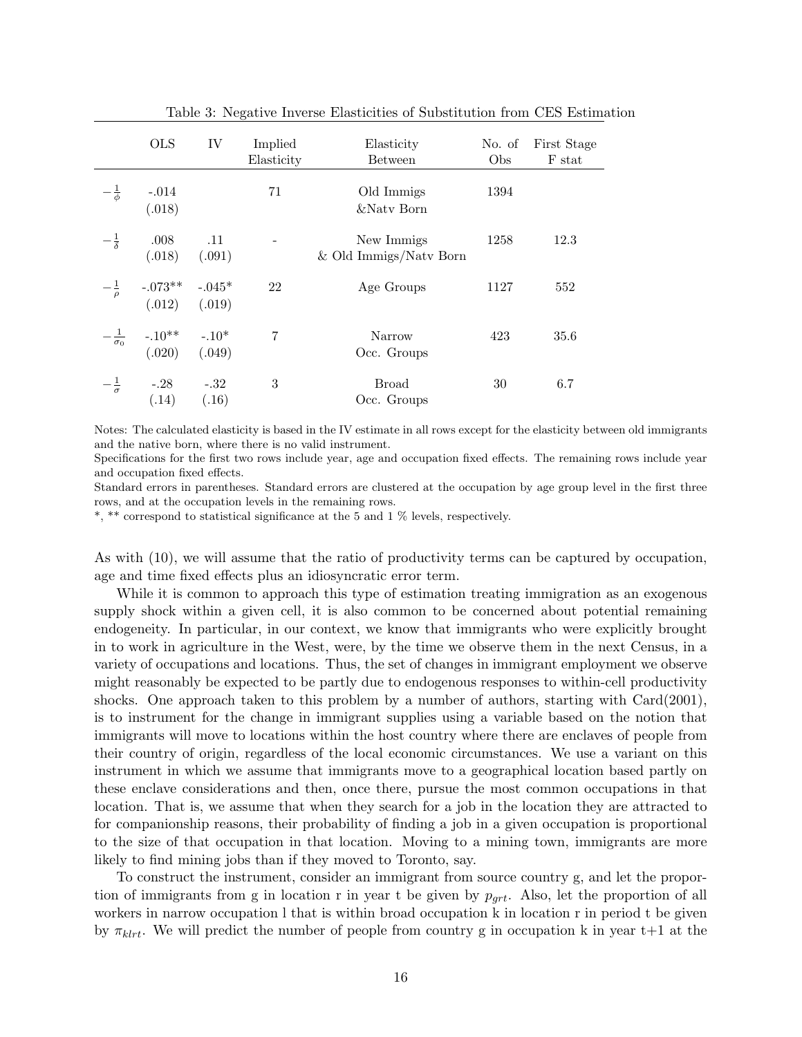Table 3: Negative Inverse Elasticities of Substitution from CES Estimation

| | OLS | IV | Implied Elasticity | Elasticity Between | No. of Obs | First Stage F stat |
|---|---|---|---|---|---|---|
| $-\frac{1}{\phi}$ | -.014<br>(.018) | | 71 | Old Immigs &Natv Born | 1394 | |
| $-\frac{1}{\delta}$ | .008<br>(.018) | .11<br>(.091) | - | New Immigs & Old Immigs/Natv Born | 1258 | 12.3 |
| $-\frac{1}{\rho}$ | -.073**<br>(.012) | -.045*<br>(.019) | 22 | Age Groups | 1127 | 552 |
| $-\frac{1}{\sigma_0}$ | -.10**<br>(.020) | -.10*<br>(.049) | 7 | Narrow Occ. Groups | 423 | 35.6 |
| $-\frac{1}{\sigma}$ | -.28<br>(.14) | -.32<br>(.16) | 3 | Broad Occ. Groups | 30 | 6.7 |

Notes: The calculated elasticity is based in the IV estimate in all rows except for the elasticity between old immigrants and the native born, where there is no valid instrument.
Specifications for the first two rows include year, age and occupation fixed effects. The remaining rows include year and occupation fixed effects.
Standard errors in parentheses. Standard errors are clustered at the occupation by age group level in the first three rows, and at the occupation levels in the remaining rows.
*, ** correspond to statistical significance at the 5 and 1 % levels, respectively.

As with (10), we will assume that the ratio of productivity terms can be captured by occupation, age and time fixed effects plus an idiosyncratic error term.

While it is common to approach this type of estimation treating immigration as an exogenous supply shock within a given cell, it is also common to be concerned about potential remaining endogeneity. In particular, in our context, we know that immigrants who were explicitly brought in to work in agriculture in the West, were, by the time we observe them in the next Census, in a variety of occupations and locations. Thus, the set of changes in immigrant employment we observe might reasonably be expected to be partly due to endogenous responses to within-cell productivity shocks. One approach taken to this problem by a number of authors, starting with Card(2001), is to instrument for the change in immigrant supplies using a variable based on the notion that immigrants will move to locations within the host country where there are enclaves of people from their country of origin, regardless of the local economic circumstances. We use a variant on this instrument in which we assume that immigrants move to a geographical location based partly on these enclave considerations and then, once there, pursue the most common occupations in that location. That is, we assume that when they search for a job in the location they are attracted to for companionship reasons, their probability of finding a job in a given occupation is proportional to the size of that occupation in that location. Moving to a mining town, immigrants are more likely to find mining jobs than if they moved to Toronto, say.

To construct the instrument, consider an immigrant from source country g, and let the proportion of immigrants from g in location r in year t be given by $p_{grt}$. Also, let the proportion of all workers in narrow occupation l that is within broad occupation k in location r in period t be given by $\pi_{klrt}$. We will predict the number of people from country g in occupation k in year t+1 at the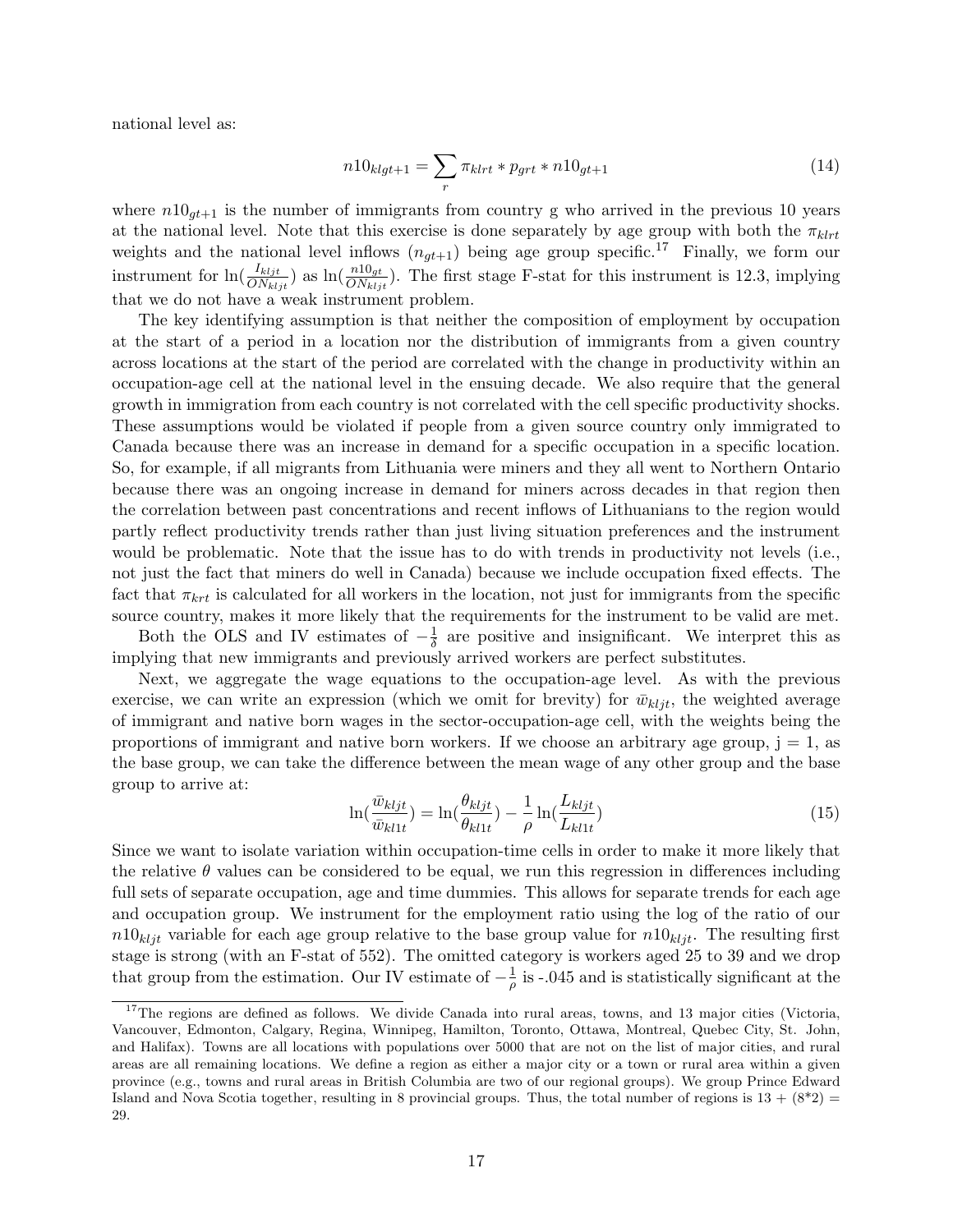national level as:

$$n10_{klgt+1} = \sum_{r} \pi_{klrt} * p_{grt} * n10_{gt+1} \tag{14}$$

where $n10_{gt+1}$ is the number of immigrants from country g who arrived in the previous 10 years at the national level. Note that this exercise is done separately by age group with both the $\pi_{klrt}$ weights and the national level inflows ($n_{gt+1}$) being age group specific.[17] Finally, we form our instrument for $\ln(\frac{I_{kljt}}{ON_{kljt}})$ as $\ln(\frac{n10_{gt}}{ON_{kljt}})$. The first stage F-stat for this instrument is 12.3, implying that we do not have a weak instrument problem.

The key identifying assumption is that neither the composition of employment by occupation at the start of a period in a location nor the distribution of immigrants from a given country across locations at the start of the period are correlated with the change in productivity within an occupation-age cell at the national level in the ensuing decade. We also require that the general growth in immigration from each country is not correlated with the cell specific productivity shocks. These assumptions would be violated if people from a given source country only immigrated to Canada because there was an increase in demand for a specific occupation in a specific location. So, for example, if all migrants from Lithuania were miners and they all went to Northern Ontario because there was an ongoing increase in demand for miners across decades in that region then the correlation between past concentrations and recent inflows of Lithuanians to the region would partly reflect productivity trends rather than just living situation preferences and the instrument would be problematic. Note that the issue has to do with trends in productivity not levels (i.e., not just the fact that miners do well in Canada) because we include occupation fixed effects. The fact that $\pi_{krt}$ is calculated for all workers in the location, not just for immigrants from the specific source country, makes it more likely that the requirements for the instrument to be valid are met.

Both the OLS and IV estimates of $-\frac{1}{\delta}$ are positive and insignificant. We interpret this as implying that new immigrants and previously arrived workers are perfect substitutes.

Next, we aggregate the wage equations to the occupation-age level. As with the previous exercise, we can write an expression (which we omit for brevity) for $\bar{w}_{kljt}$, the weighted average of immigrant and native born wages in the sector-occupation-age cell, with the weights being the proportions of immigrant and native born workers. If we choose an arbitrary age group, j = 1, as the base group, we can take the difference between the mean wage of any other group and the base group to arrive at:

$$\ln(\frac{\bar{w}_{kljt}}{\bar{w}_{kl1t}}) = \ln(\frac{\theta_{kljt}}{\theta_{kl1t}}) - \frac{1}{\rho}\ln(\frac{L_{kljt}}{L_{kl1t}}) \tag{15}$$

Since we want to isolate variation within occupation-time cells in order to make it more likely that the relative $\theta$ values can be considered to be equal, we run this regression in differences including full sets of separate occupation, age and time dummies. This allows for separate trends for each age and occupation group. We instrument for the employment ratio using the log of the ratio of our $n10_{kljt}$ variable for each age group relative to the base group value for $n10_{kljt}$. The resulting first stage is strong (with an F-stat of 552). The omitted category is workers aged 25 to 39 and we drop that group from the estimation. Our IV estimate of $-\frac{1}{\rho}$ is -.045 and is statistically significant at the

[17] The regions are defined as follows. We divide Canada into rural areas, towns, and 13 major cities (Victoria, Vancouver, Edmonton, Calgary, Regina, Winnipeg, Hamilton, Toronto, Ottawa, Montreal, Quebec City, St. John, and Halifax). Towns are all locations with populations over 5000 that are not on the list of major cities, and rural areas are all remaining locations. We define a region as either a major city or a town or rural area within a given province (e.g., towns and rural areas in British Columbia are two of our regional groups). We group Prince Edward Island and Nova Scotia together, resulting in 8 provincial groups. Thus, the total number of regions is 13 + (8*2) = 29.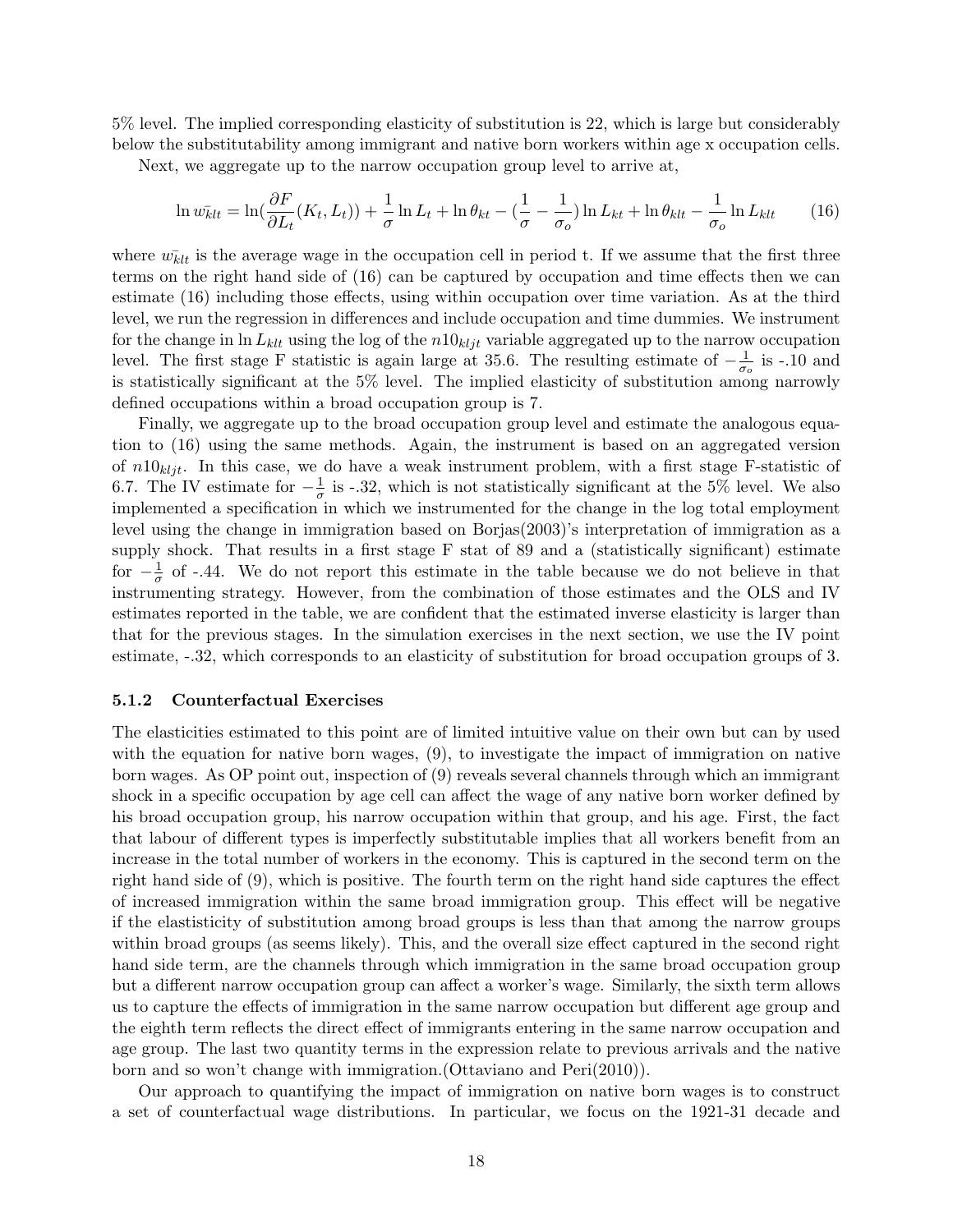5% level. The implied corresponding elasticity of substitution is 22, which is large but considerably below the substitutability among immigrant and native born workers within age x occupation cells.

Next, we aggregate up to the narrow occupation group level to arrive at,

$$\ln \bar{w_{klt}} = \ln(\frac{\partial F}{\partial L_t}(K_t, L_t)) + \frac{1}{\sigma}\ln L_t + \ln \theta_{kt} - (\frac{1}{\sigma} - \frac{1}{\sigma_o})\ln L_{kt} + \ln \theta_{klt} - \frac{1}{\sigma_o}\ln L_{klt} \tag{16}$$

where $\bar{w_{klt}}$ is the average wage in the occupation cell in period t. If we assume that the first three terms on the right hand side of (16) can be captured by occupation and time effects then we can estimate (16) including those effects, using within occupation over time variation. As at the third level, we run the regression in differences and include occupation and time dummies. We instrument for the change in $\ln L_{klt}$ using the log of the $n10_{kljt}$ variable aggregated up to the narrow occupation level. The first stage F statistic is again large at 35.6. The resulting estimate of $-\frac{1}{\sigma_o}$ is -.10 and is statistically significant at the 5% level. The implied elasticity of substitution among narrowly defined occupations within a broad occupation group is 7.

Finally, we aggregate up to the broad occupation group level and estimate the analogous equation to (16) using the same methods. Again, the instrument is based on an aggregated version of $n10_{kljt}$. In this case, we do have a weak instrument problem, with a first stage F-statistic of 6.7. The IV estimate for $-\frac{1}{\sigma}$ is -.32, which is not statistically significant at the 5% level. We also implemented a specification in which we instrumented for the change in the log total employment level using the change in immigration based on Borjas(2003)'s interpretation of immigration as a supply shock. That results in a first stage F stat of 89 and a (statistically significant) estimate for $-\frac{1}{\sigma}$ of -.44. We do not report this estimate in the table because we do not believe in that instrumenting strategy. However, from the combination of those estimates and the OLS and IV estimates reported in the table, we are confident that the estimated inverse elasticity is larger than that for the previous stages. In the simulation exercises in the next section, we use the IV point estimate, -.32, which corresponds to an elasticity of substitution for broad occupation groups of 3.

### 5.1.2 Counterfactual Exercises

The elasticities estimated to this point are of limited intuitive value on their own but can by used with the equation for native born wages, (9), to investigate the impact of immigration on native born wages. As OP point out, inspection of (9) reveals several channels through which an immigrant shock in a specific occupation by age cell can affect the wage of any native born worker defined by his broad occupation group, his narrow occupation within that group, and his age. First, the fact that labour of different types is imperfectly substitutable implies that all workers benefit from an increase in the total number of workers in the economy. This is captured in the second term on the right hand side of (9), which is positive. The fourth term on the right hand side captures the effect of increased immigration within the same broad immigration group. This effect will be negative if the elastisticity of substitution among broad groups is less than that among the narrow groups within broad groups (as seems likely). This, and the overall size effect captured in the second right hand side term, are the channels through which immigration in the same broad occupation group but a different narrow occupation group can affect a worker's wage. Similarly, the sixth term allows us to capture the effects of immigration in the same narrow occupation but different age group and the eighth term reflects the direct effect of immigrants entering in the same narrow occupation and age group. The last two quantity terms in the expression relate to previous arrivals and the native born and so won't change with immigration.(Ottaviano and Peri(2010)).

Our approach to quantifying the impact of immigration on native born wages is to construct a set of counterfactual wage distributions. In particular, we focus on the 1921-31 decade and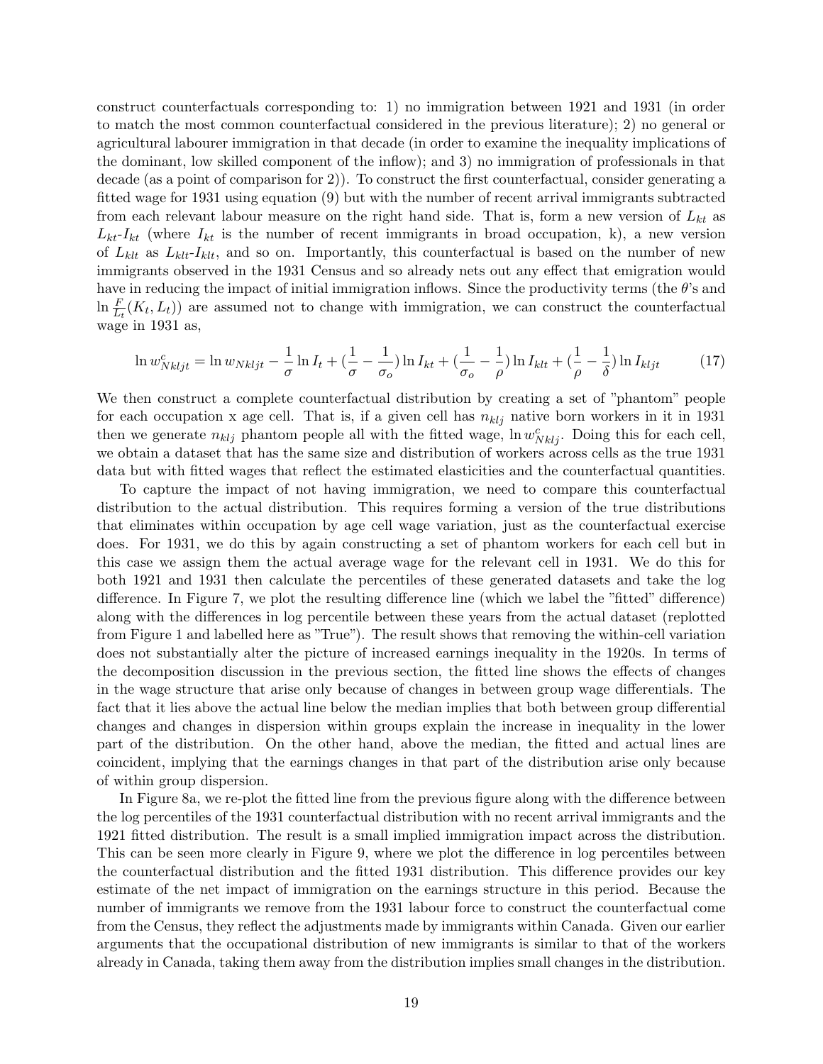construct counterfactuals corresponding to: 1) no immigration between 1921 and 1931 (in order to match the most common counterfactual considered in the previous literature); 2) no general or agricultural labourer immigration in that decade (in order to examine the inequality implications of the dominant, low skilled component of the inflow); and 3) no immigration of professionals in that decade (as a point of comparison for 2)). To construct the first counterfactual, consider generating a fitted wage for 1931 using equation (9) but with the number of recent arrival immigrants subtracted from each relevant labour measure on the right hand side. That is, form a new version of $L_{kt}$ as $L_{kt}$-$I_{kt}$ (where $I_{kt}$ is the number of recent immigrants in broad occupation, k), a new version of $L_{klt}$ as $L_{klt}$-$I_{klt}$, and so on. Importantly, this counterfactual is based on the number of new immigrants observed in the 1931 Census and so already nets out any effect that emigration would have in reducing the impact of initial immigration inflows. Since the productivity terms (the $\theta$'s and $\ln \frac{F}{L_t}(K_t, L_t)$) are assumed not to change with immigration, we can construct the counterfactual wage in 1931 as,

$$\ln w^c_{Nkljt} = \ln w_{Nkljt} - \frac{1}{\sigma} \ln I_t + (\frac{1}{\sigma} - \frac{1}{\sigma_o}) \ln I_{kt} + (\frac{1}{\sigma_o} - \frac{1}{\rho}) \ln I_{klt} + (\frac{1}{\rho} - \frac{1}{\delta}) \ln I_{kljt} \tag{17}$$

We then construct a complete counterfactual distribution by creating a set of "phantom" people for each occupation x age cell. That is, if a given cell has $n_{klj}$ native born workers in it in 1931 then we generate $n_{klj}$ phantom people all with the fitted wage, $\ln w^c_{Nklj}$. Doing this for each cell, we obtain a dataset that has the same size and distribution of workers across cells as the true 1931 data but with fitted wages that reflect the estimated elasticities and the counterfactual quantities.

To capture the impact of not having immigration, we need to compare this counterfactual distribution to the actual distribution. This requires forming a version of the true distributions that eliminates within occupation by age cell wage variation, just as the counterfactual exercise does. For 1931, we do this by again constructing a set of phantom workers for each cell but in this case we assign them the actual average wage for the relevant cell in 1931. We do this for both 1921 and 1931 then calculate the percentiles of these generated datasets and take the log difference. In Figure 7, we plot the resulting difference line (which we label the "fitted" difference) along with the differences in log percentile between these years from the actual dataset (replotted from Figure 1 and labelled here as "True"). The result shows that removing the within-cell variation does not substantially alter the picture of increased earnings inequality in the 1920s. In terms of the decomposition discussion in the previous section, the fitted line shows the effects of changes in the wage structure that arise only because of changes in between group wage differentials. The fact that it lies above the actual line below the median implies that both between group differential changes and changes in dispersion within groups explain the increase in inequality in the lower part of the distribution. On the other hand, above the median, the fitted and actual lines are coincident, implying that the earnings changes in that part of the distribution arise only because of within group dispersion.

In Figure 8a, we re-plot the fitted line from the previous figure along with the difference between the log percentiles of the 1931 counterfactual distribution with no recent arrival immigrants and the 1921 fitted distribution. The result is a small implied immigration impact across the distribution. This can be seen more clearly in Figure 9, where we plot the difference in log percentiles between the counterfactual distribution and the fitted 1931 distribution. This difference provides our key estimate of the net impact of immigration on the earnings structure in this period. Because the number of immigrants we remove from the 1931 labour force to construct the counterfactual come from the Census, they reflect the adjustments made by immigrants within Canada. Given our earlier arguments that the occupational distribution of new immigrants is similar to that of the workers already in Canada, taking them away from the distribution implies small changes in the distribution.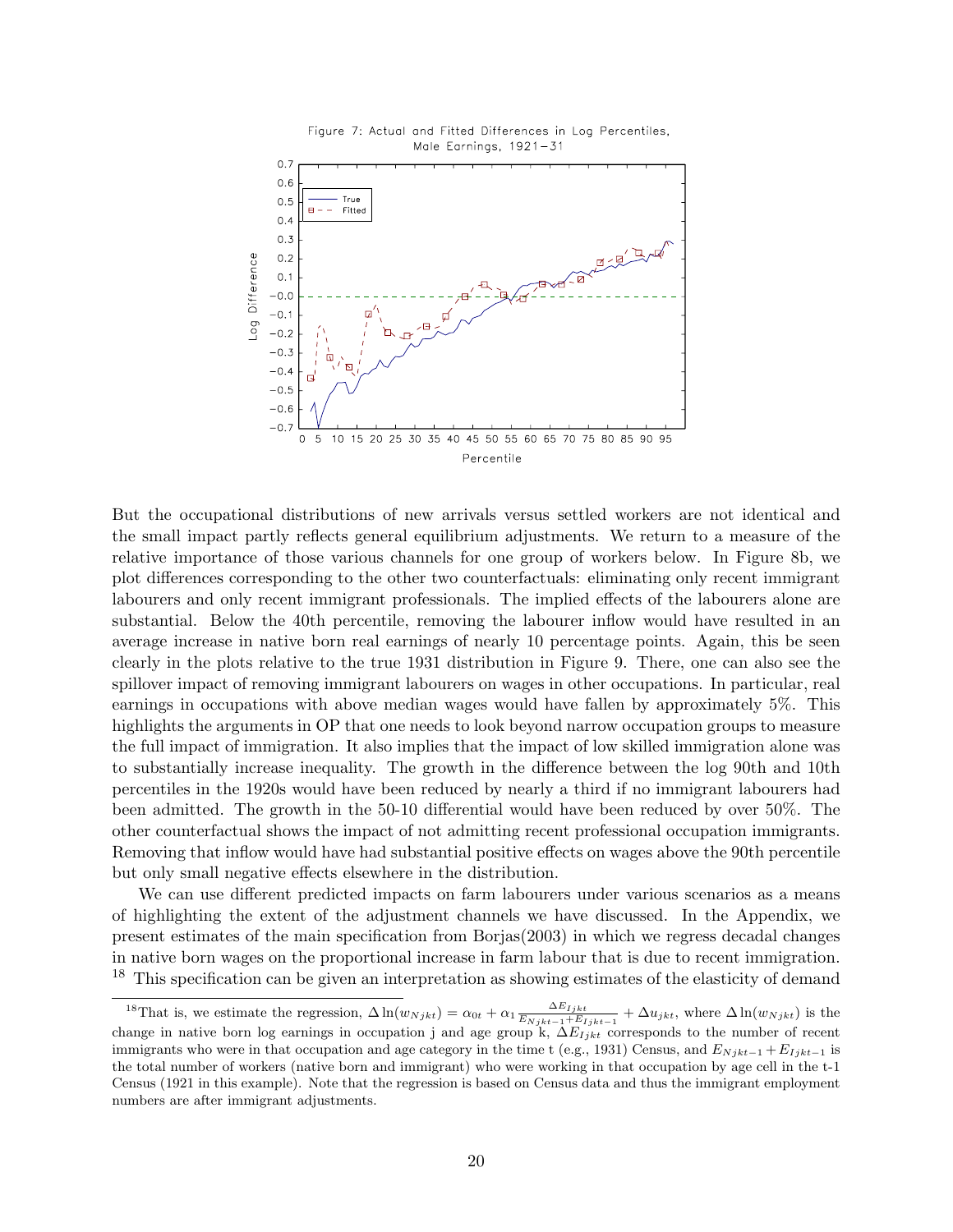Figure 7: Actual and Fitted Differences in Log Percentiles, Male Earnings, 1921−31

But the occupational distributions of new arrivals versus settled workers are not identical and the small impact partly reflects general equilibrium adjustments. We return to a measure of the relative importance of those various channels for one group of workers below. In Figure 8b, we plot differences corresponding to the other two counterfactuals: eliminating only recent immigrant labourers and only recent immigrant professionals. The implied effects of the labourers alone are substantial. Below the 40th percentile, removing the labourer inflow would have resulted in an average increase in native born real earnings of nearly 10 percentage points. Again, this be seen clearly in the plots relative to the true 1931 distribution in Figure 9. There, one can also see the spillover impact of removing immigrant labourers on wages in other occupations. In particular, real earnings in occupations with above median wages would have fallen by approximately 5%. This highlights the arguments in OP that one needs to look beyond narrow occupation groups to measure the full impact of immigration. It also implies that the impact of low skilled immigration alone was to substantially increase inequality. The growth in the difference between the log 90th and 10th percentiles in the 1920s would have been reduced by nearly a third if no immigrant labourers had been admitted. The growth in the 50-10 differential would have been reduced by over 50%. The other counterfactual shows the impact of not admitting recent professional occupation immigrants. Removing that inflow would have had substantial positive effects on wages above the 90th percentile but only small negative effects elsewhere in the distribution.

We can use different predicted impacts on farm labourers under various scenarios as a means of highlighting the extent of the adjustment channels we have discussed. In the Appendix, we present estimates of the main specification from Borjas(2003) in which we regress decadal changes in native born wages on the proportional increase in farm labour that is due to recent immigration. [18] This specification can be given an interpretation as showing estimates of the elasticity of demand

[18] That is, we estimate the regression, $\Delta \ln(w_{Njkt}) = \alpha_{0t} + \alpha_1 \frac{\Delta E_{Ijkt}}{E_{Njkt-1}+E_{Ijkt-1}} + \Delta u_{jkt}$, where $\Delta \ln(w_{Njkt})$ is the change in native born log earnings in occupation j and age group k, $\Delta E_{Ijkt}$ corresponds to the number of recent immigrants who were in that occupation and age category in the time t (e.g., 1931) Census, and $E_{Njkt-1} + E_{Ijkt-1}$ is the total number of workers (native born and immigrant) who were working in that occupation by age cell in the t-1 Census (1921 in this example). Note that the regression is based on Census data and thus the immigrant employment numbers are after immigrant adjustments.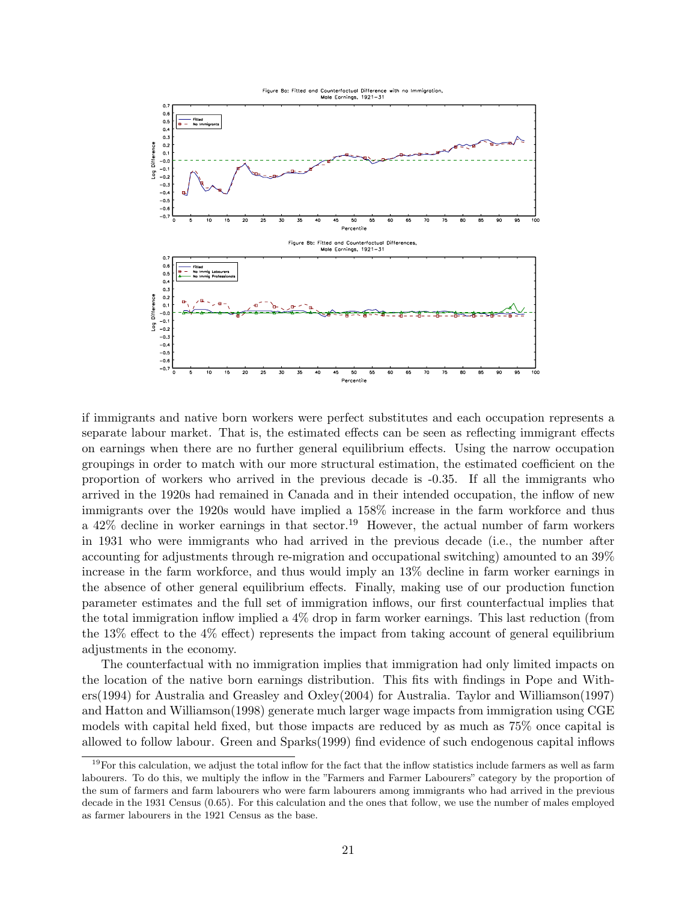Figure 8a: Fitted and Counterfactual Difference with no Immigration, Male Earnings, 1921–31

Figure 8b: Fitted and Counterfactual Differences, Male Earnings, 1921–31

if immigrants and native born workers were perfect substitutes and each occupation represents a separate labour market. That is, the estimated effects can be seen as reflecting immigrant effects on earnings when there are no further general equilibrium effects. Using the narrow occupation groupings in order to match with our more structural estimation, the estimated coefficient on the proportion of workers who arrived in the previous decade is -0.35. If all the immigrants who arrived in the 1920s had remained in Canada and in their intended occupation, the inflow of new immigrants over the 1920s would have implied a 158% increase in the farm workforce and thus a 42% decline in worker earnings in that sector.[19] However, the actual number of farm workers in 1931 who were immigrants who had arrived in the previous decade (i.e., the number after accounting for adjustments through re-migration and occupational switching) amounted to an 39% increase in the farm workforce, and thus would imply an 13% decline in farm worker earnings in the absence of other general equilibrium effects. Finally, making use of our production function parameter estimates and the full set of immigration inflows, our first counterfactual implies that the total immigration inflow implied a 4% drop in farm worker earnings. This last reduction (from the 13% effect to the 4% effect) represents the impact from taking account of general equilibrium adjustments in the economy.

The counterfactual with no immigration implies that immigration had only limited impacts on the location of the native born earnings distribution. This fits with findings in Pope and Withers(1994) for Australia and Greasley and Oxley(2004) for Australia. Taylor and Williamson(1997) and Hatton and Williamson(1998) generate much larger wage impacts from immigration using CGE models with capital held fixed, but those impacts are reduced by as much as 75% once capital is allowed to follow labour. Green and Sparks(1999) find evidence of such endogenous capital inflows

[19] For this calculation, we adjust the total inflow for the fact that the inflow statistics include farmers as well as farm labourers. To do this, we multiply the inflow in the "Farmers and Farmer Labourers" category by the proportion of the sum of farmers and farm labourers who were farm labourers among immigrants who had arrived in the previous decade in the 1931 Census (0.65). For this calculation and the ones that follow, we use the number of males employed as farmer labourers in the 1921 Census as the base.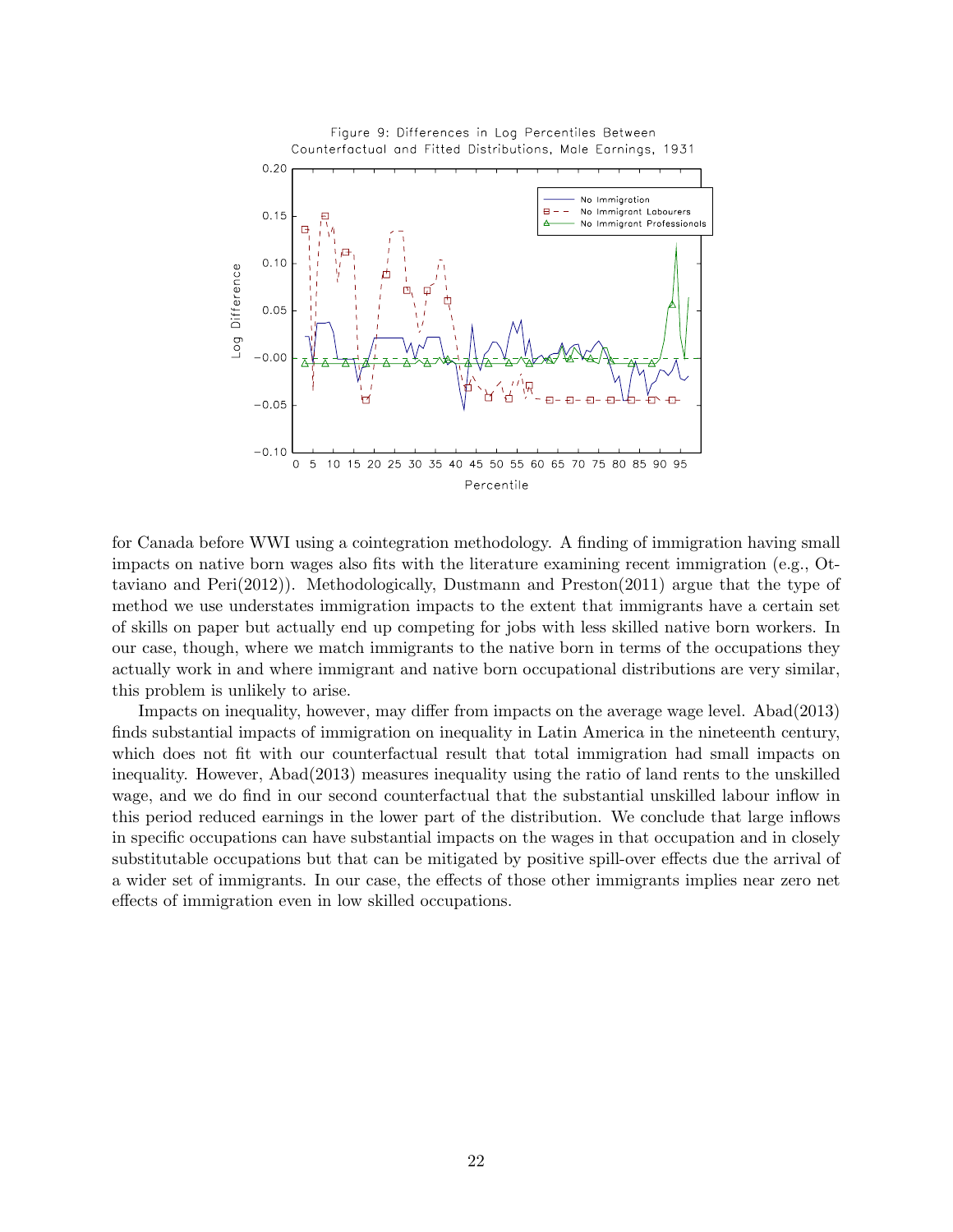Figure 9: Differences in Log Percentiles Between Counterfactual and Fitted Distributions, Male Earnings, 1931

Log Difference

0.20
0.15
0.10
0.05
−0.00
−0.05
−0.10

0 5 10 15 20 25 30 35 40 45 50 55 60 65 70 75 80 85 90 95

Percentile

No Immigration
No Immigrant Labourers
No Immigrant Professionals

for Canada before WWI using a cointegration methodology. A finding of immigration having small impacts on native born wages also fits with the literature examining recent immigration (e.g., Ottaviano and Peri(2012)). Methodologically, Dustmann and Preston(2011) argue that the type of method we use understates immigration impacts to the extent that immigrants have a certain set of skills on paper but actually end up competing for jobs with less skilled native born workers. In our case, though, where we match immigrants to the native born in terms of the occupations they actually work in and where immigrant and native born occupational distributions are very similar, this problem is unlikely to arise.

Impacts on inequality, however, may differ from impacts on the average wage level. Abad(2013) finds substantial impacts of immigration on inequality in Latin America in the nineteenth century, which does not fit with our counterfactual result that total immigration had small impacts on inequality. However, Abad(2013) measures inequality using the ratio of land rents to the unskilled wage, and we do find in our second counterfactual that the substantial unskilled labour inflow in this period reduced earnings in the lower part of the distribution. We conclude that large inflows in specific occupations can have substantial impacts on the wages in that occupation and in closely substitutable occupations but that can be mitigated by positive spill-over effects due the arrival of a wider set of immigrants. In our case, the effects of those other immigrants implies near zero net effects of immigration even in low skilled occupations.